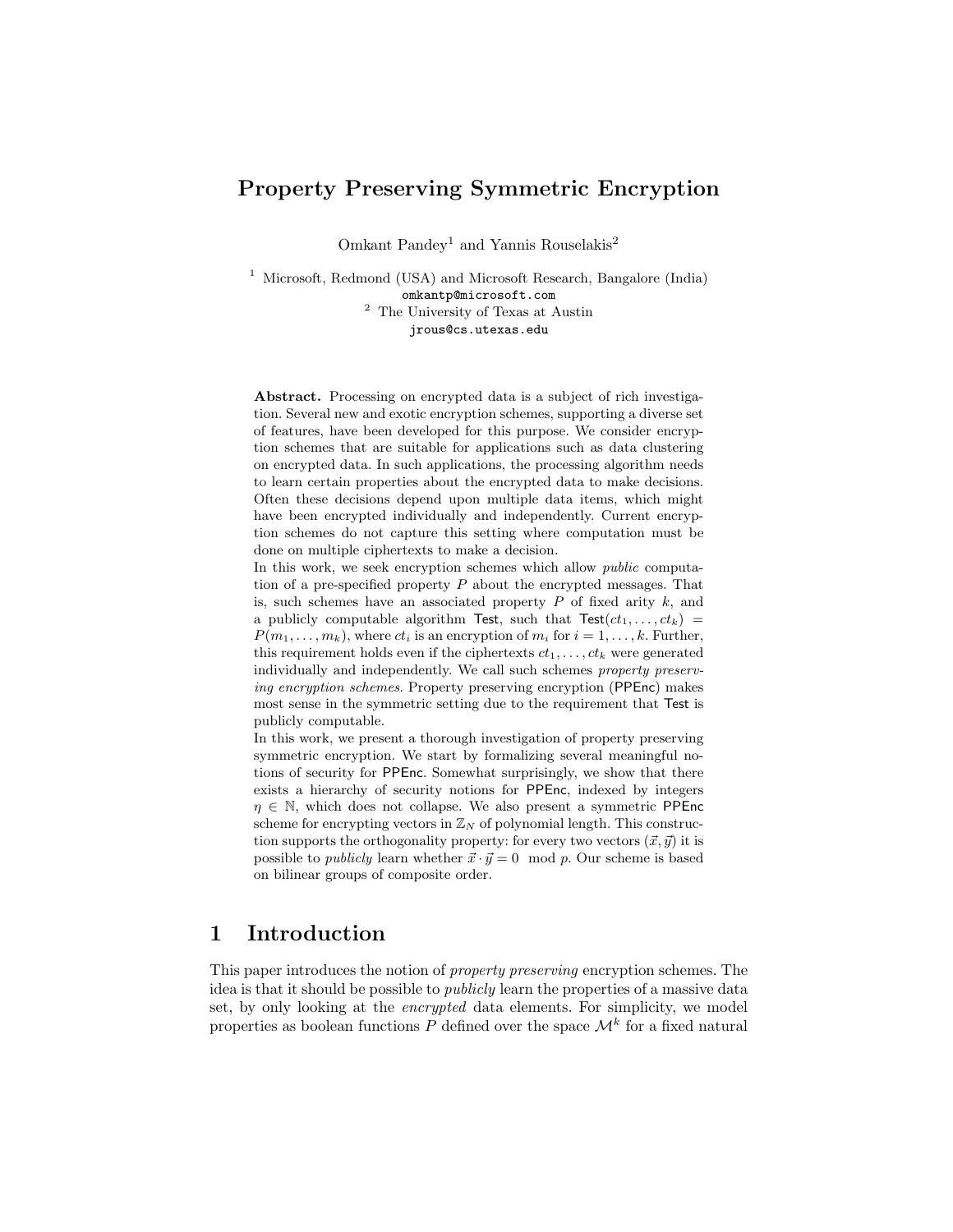# Property Preserving Symmetric Encryption

Omkant Pandey[1] and Yannis Rouselakis[2]

[1] Microsoft, Redmond (USA) and Microsoft Research, Bangalore (India)
omkantp@microsoft.com
[2] The University of Texas at Austin
jrous@cs.utexas.edu

**Abstract.** Processing on encrypted data is a subject of rich investigation. Several new and exotic encryption schemes, supporting a diverse set of features, have been developed for this purpose. We consider encryption schemes that are suitable for applications such as data clustering on encrypted data. In such applications, the processing algorithm needs to learn certain properties about the encrypted data to make decisions. Often these decisions depend upon multiple data items, which might have been encrypted individually and independently. Current encryption schemes do not capture this setting where computation must be done on multiple ciphertexts to make a decision.

In this work, we seek encryption schemes which allow *public* computation of a pre-specified property $P$ about the encrypted messages. That is, such schemes have an associated property $P$ of fixed arity $k$, and a publicly computable algorithm $\mathsf{Test}$, such that $\mathsf{Test}(ct_1, \ldots, ct_k) = P(m_1, \ldots, m_k)$, where $ct_i$ is an encryption of $m_i$ for $i = 1, \ldots, k$. Further, this requirement holds even if the ciphertexts $ct_1, \ldots, ct_k$ were generated individually and independently. We call such schemes *property preserving encryption schemes*. Property preserving encryption ($\mathsf{PPEnc}$) makes most sense in the symmetric setting due to the requirement that $\mathsf{Test}$ is publicly computable.

In this work, we present a thorough investigation of property preserving symmetric encryption. We start by formalizing several meaningful notions of security for $\mathsf{PPEnc}$. Somewhat surprisingly, we show that there exists a hierarchy of security notions for $\mathsf{PPEnc}$, indexed by integers $\eta \in \mathbb{N}$, which does not collapse. We also present a symmetric $\mathsf{PPEnc}$ scheme for encrypting vectors in $\mathbb{Z}_N$ of polynomial length. This construction supports the orthogonality property: for every two vectors $(\vec{x}, \vec{y})$ it is possible to *publicly* learn whether $\vec{x} \cdot \vec{y} = 0 \mod p$. Our scheme is based on bilinear groups of composite order.

## 1 Introduction

This paper introduces the notion of *property preserving* encryption schemes. The idea is that it should be possible to *publicly* learn the properties of a massive data set, by only looking at the *encrypted* data elements. For simplicity, we model properties as boolean functions $P$ defined over the space $\mathcal{M}^k$ for a fixed natural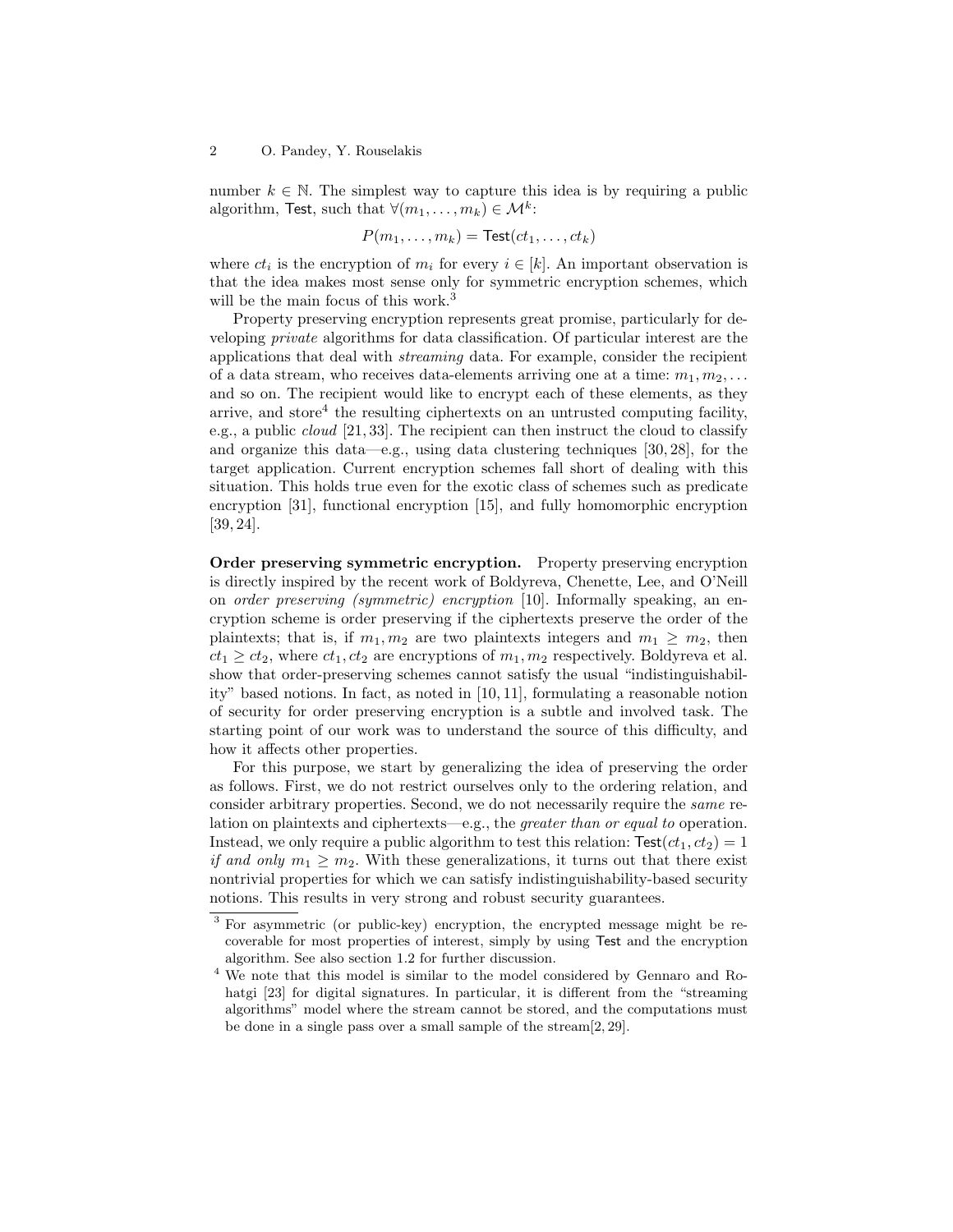number $k \in \mathbb{N}$. The simplest way to capture this idea is by requiring a public algorithm, $\mathsf{Test}$, such that $\forall (m_1, \ldots, m_k) \in \mathcal{M}^k$:

$$P(m_1, \ldots, m_k) = \mathsf{Test}(ct_1, \ldots, ct_k)$$

where $ct_i$ is the encryption of $m_i$ for every $i \in [k]$. An important observation is that the idea makes most sense only for symmetric encryption schemes, which will be the main focus of this work.[3]

Property preserving encryption represents great promise, particularly for developing *private* algorithms for data classification. Of particular interest are the applications that deal with *streaming* data. For example, consider the recipient of a data stream, who receives data-elements arriving one at a time: $m_1, m_2, \ldots$ and so on. The recipient would like to encrypt each of these elements, as they arrive, and store[4] the resulting ciphertexts on an untrusted computing facility, e.g., a public *cloud* [21, 33]. The recipient can then instruct the cloud to classify and organize this data—e.g., using data clustering techniques [30, 28], for the target application. Current encryption schemes fall short of dealing with this situation. This holds true even for the exotic class of schemes such as predicate encryption [31], functional encryption [15], and fully homomorphic encryption [39, 24].

**Order preserving symmetric encryption.** Property preserving encryption is directly inspired by the recent work of Boldyreva, Chenette, Lee, and O'Neill on *order preserving (symmetric) encryption* [10]. Informally speaking, an encryption scheme is order preserving if the ciphertexts preserve the order of the plaintexts; that is, if $m_1, m_2$ are two plaintexts integers and $m_1 \geq m_2$, then $ct_1 \geq ct_2$, where $ct_1, ct_2$ are encryptions of $m_1, m_2$ respectively. Boldyreva et al. show that order-preserving schemes cannot satisfy the usual "indistinguishability" based notions. In fact, as noted in [10, 11], formulating a reasonable notion of security for order preserving encryption is a subtle and involved task. The starting point of our work was to understand the source of this difficulty, and how it affects other properties.

For this purpose, we start by generalizing the idea of preserving the order as follows. First, we do not restrict ourselves only to the ordering relation, and consider arbitrary properties. Second, we do not necessarily require the *same* relation on plaintexts and ciphertexts—e.g., the *greater than or equal to* operation. Instead, we only require a public algorithm to test this relation: $\mathsf{Test}(ct_1, ct_2) = 1$ *if and only* $m_1 \geq m_2$. With these generalizations, it turns out that there exist nontrivial properties for which we can satisfy indistinguishability-based security notions. This results in very strong and robust security guarantees.

---

[3] For asymmetric (or public-key) encryption, the encrypted message might be recoverable for most properties of interest, simply by using $\mathsf{Test}$ and the encryption algorithm. See also section 1.2 for further discussion.

[4] We note that this model is similar to the model considered by Gennaro and Rohatgi [23] for digital signatures. In particular, it is different from the "streaming algorithms" model where the stream cannot be stored, and the computations must be done in a single pass over a small sample of the stream[2, 29].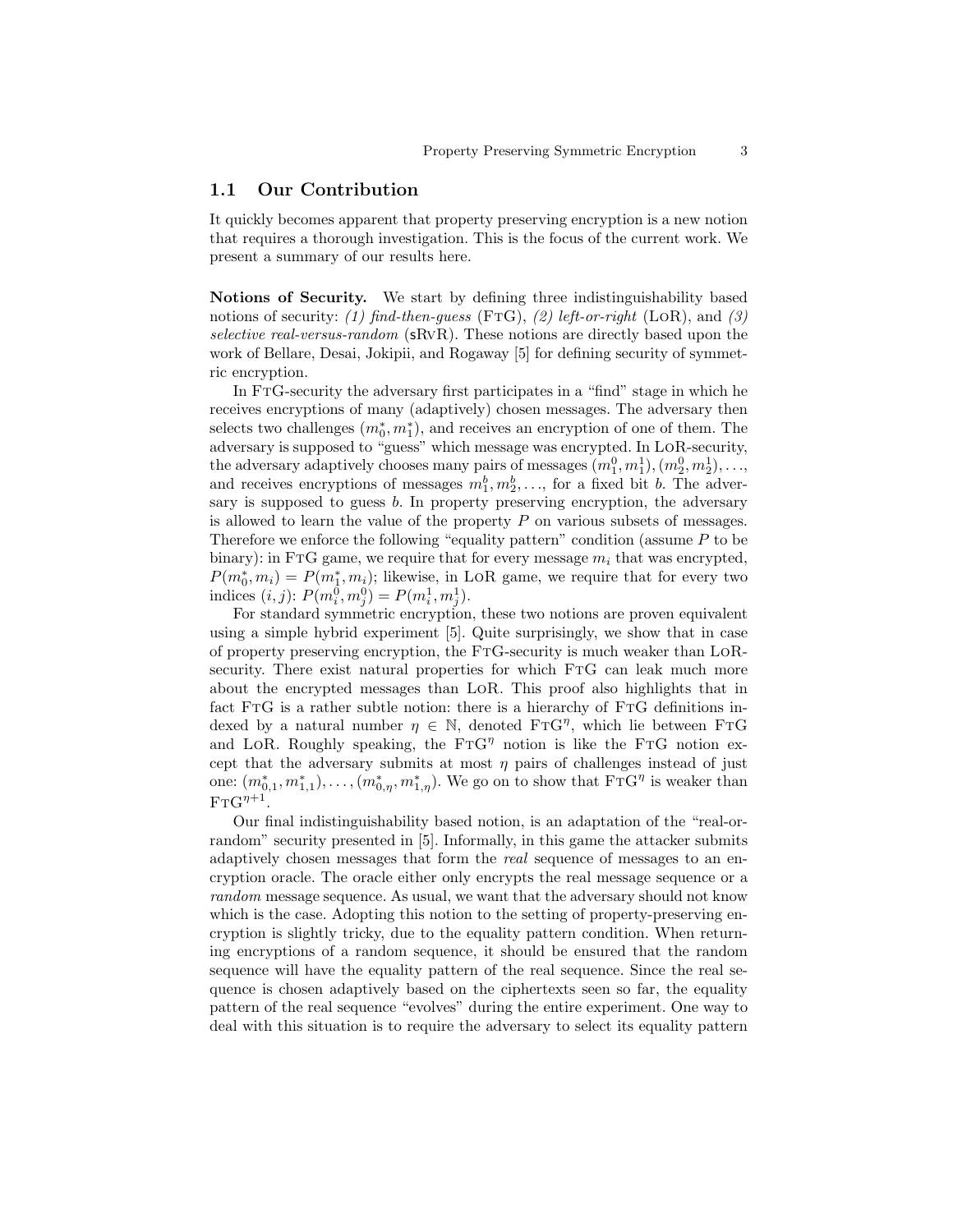## 1.1 Our Contribution

It quickly becomes apparent that property preserving encryption is a new notion that requires a thorough investigation. This is the focus of the current work. We present a summary of our results here.

**Notions of Security.** We start by defining three indistinguishability based notions of security: *(1) find-then-guess* (FtG), *(2) left-or-right* (LoR), and *(3) selective real-versus-random* (sRvR). These notions are directly based upon the work of Bellare, Desai, Jokipii, and Rogaway [5] for defining security of symmetric encryption.

In FtG-security the adversary first participates in a "find" stage in which he receives encryptions of many (adaptively) chosen messages. The adversary then selects two challenges $(m_0^*, m_1^*)$, and receives an encryption of one of them. The adversary is supposed to "guess" which message was encrypted. In LoR-security, the adversary adaptively chooses many pairs of messages $(m_1^0, m_1^1), (m_2^0, m_2^1), \ldots$, and receives encryptions of messages $m_1^b, m_2^b, \ldots$, for a fixed bit $b$. The adversary is supposed to guess $b$. In property preserving encryption, the adversary is allowed to learn the value of the property $P$ on various subsets of messages. Therefore we enforce the following "equality pattern" condition (assume $P$ to be binary): in FtG game, we require that for every message $m_i$ that was encrypted, $P(m_0^*, m_i) = P(m_1^*, m_i)$; likewise, in LoR game, we require that for every two indices $(i, j)$: $P(m_i^0, m_j^0) = P(m_i^1, m_j^1)$.

For standard symmetric encryption, these two notions are proven equivalent using a simple hybrid experiment [5]. Quite surprisingly, we show that in case of property preserving encryption, the FtG-security is much weaker than LoR-security. There exist natural properties for which FtG can leak much more about the encrypted messages than LoR. This proof also highlights that in fact FtG is a rather subtle notion: there is a hierarchy of FtG definitions indexed by a natural number $\eta \in \mathbb{N}$, denoted $\text{FtG}^\eta$, which lie between FtG and LoR. Roughly speaking, the $\text{FtG}^\eta$ notion is like the FtG notion except that the adversary submits at most $\eta$ pairs of challenges instead of just one: $(m_{0,1}^*, m_{1,1}^*), \ldots, (m_{0,\eta}^*, m_{1,\eta}^*)$. We go on to show that $\text{FtG}^\eta$ is weaker than $\text{FtG}^{\eta+1}$.

Our final indistinguishability based notion, is an adaptation of the "real-or-random" security presented in [5]. Informally, in this game the attacker submits adaptively chosen messages that form the *real* sequence of messages to an encryption oracle. The oracle either only encrypts the real message sequence or a *random* message sequence. As usual, we want that the adversary should not know which is the case. Adopting this notion to the setting of property-preserving encryption is slightly tricky, due to the equality pattern condition. When returning encryptions of a random sequence, it should be ensured that the random sequence will have the equality pattern of the real sequence. Since the real sequence is chosen adaptively based on the ciphertexts seen so far, the equality pattern of the real sequence "evolves" during the entire experiment. One way to deal with this situation is to require the adversary to select its equality pattern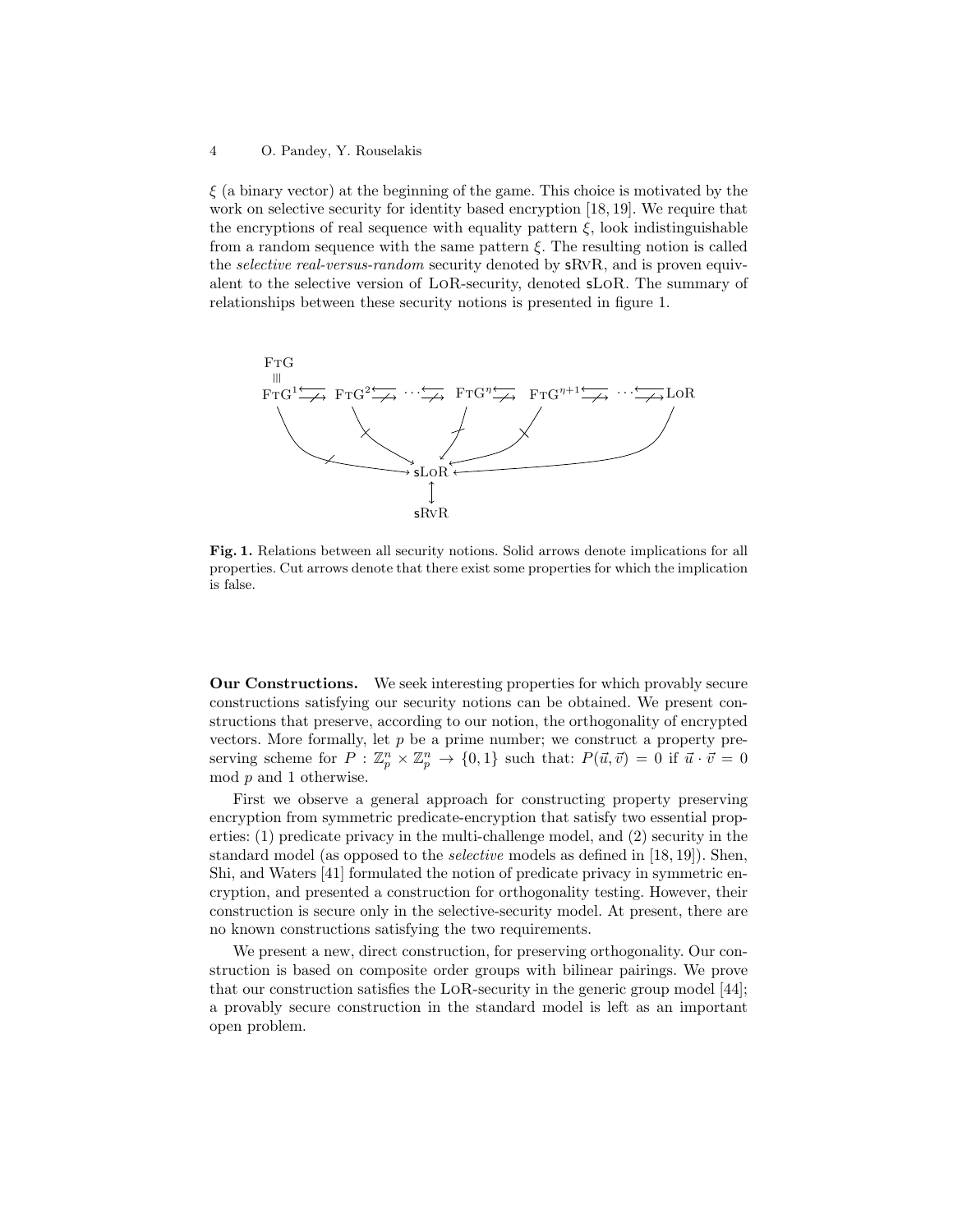$\xi$ (a binary vector) at the beginning of the game. This choice is motivated by the work on selective security for identity based encryption [18, 19]. We require that the encryptions of real sequence with equality pattern $\xi$, look indistinguishable from a random sequence with the same pattern $\xi$. The resulting notion is called the *selective real-versus-random* security denoted by sRvR, and is proven equivalent to the selective version of LoR-security, denoted sLoR. The summary of relationships between these security notions is presented in figure 1.

**Fig. 1.** Relations between all security notions. Solid arrows denote implications for all properties. Cut arrows denote that there exist some properties for which the implication is false.

**Our Constructions.** We seek interesting properties for which provably secure constructions satisfying our security notions can be obtained. We present constructions that preserve, according to our notion, the orthogonality of encrypted vectors. More formally, let $p$ be a prime number; we construct a property preserving scheme for $P : \mathbb{Z}_p^n \times \mathbb{Z}_p^n \to \{0, 1\}$ such that: $P(\vec{u}, \vec{v}) = 0$ if $\vec{u} \cdot \vec{v} = 0 \mod p$ and 1 otherwise.

First we observe a general approach for constructing property preserving encryption from symmetric predicate-encryption that satisfy two essential properties: (1) predicate privacy in the multi-challenge model, and (2) security in the standard model (as opposed to the *selective* models as defined in [18, 19]). Shen, Shi, and Waters [41] formulated the notion of predicate privacy in symmetric encryption, and presented a construction for orthogonality testing. However, their construction is secure only in the selective-security model. At present, there are no known constructions satisfying the two requirements.

We present a new, direct construction, for preserving orthogonality. Our construction is based on composite order groups with bilinear pairings. We prove that our construction satisfies the LoR-security in the generic group model [44]; a provably secure construction in the standard model is left as an important open problem.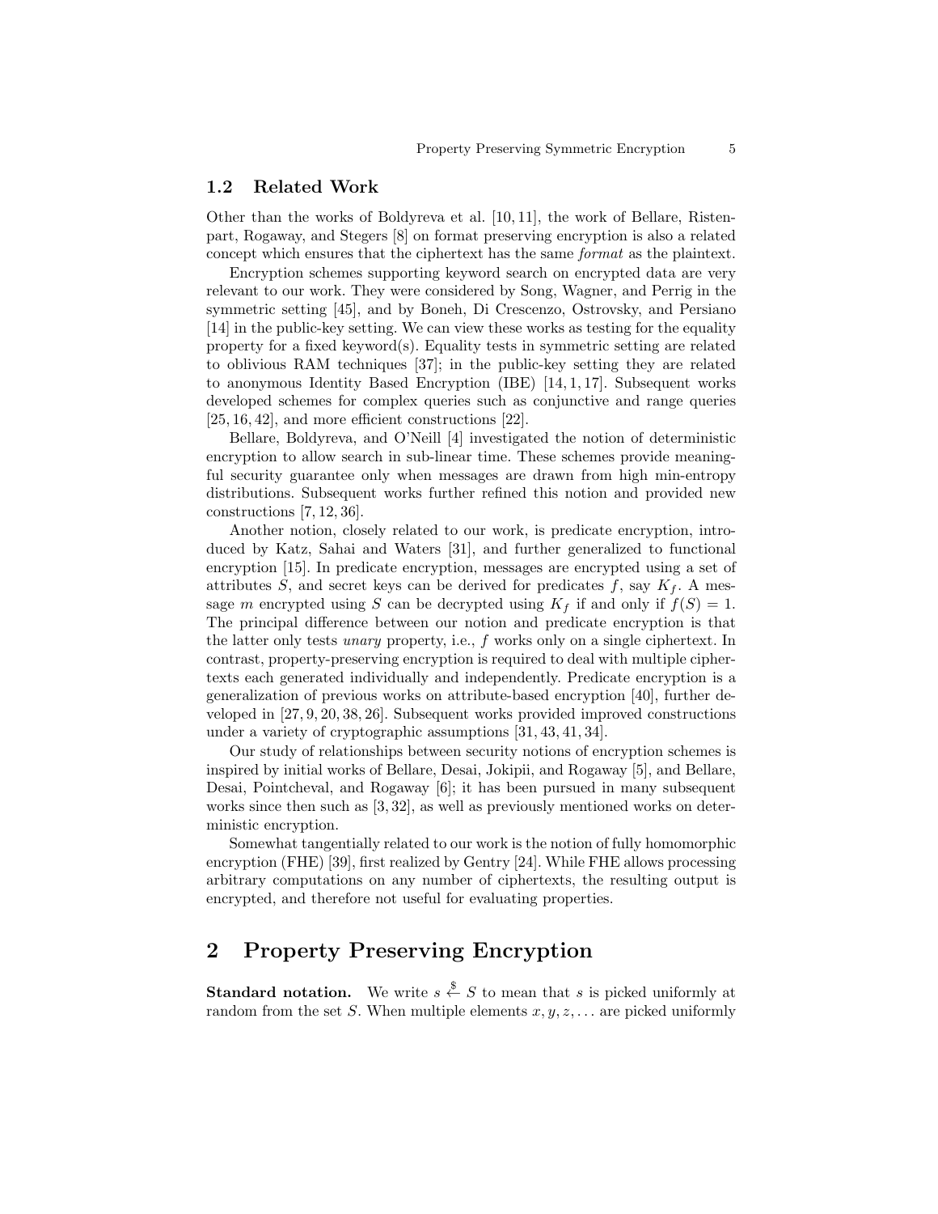### 1.2 Related Work

Other than the works of Boldyreva et al. [10, 11], the work of Bellare, Ristenpart, Rogaway, and Stegers [8] on format preserving encryption is also a related concept which ensures that the ciphertext has the same *format* as the plaintext.

Encryption schemes supporting keyword search on encrypted data are very relevant to our work. They were considered by Song, Wagner, and Perrig in the symmetric setting [45], and by Boneh, Di Crescenzo, Ostrovsky, and Persiano [14] in the public-key setting. We can view these works as testing for the equality property for a fixed keyword(s). Equality tests in symmetric setting are related to oblivious RAM techniques [37]; in the public-key setting they are related to anonymous Identity Based Encryption (IBE) [14, 1, 17]. Subsequent works developed schemes for complex queries such as conjunctive and range queries [25, 16, 42], and more efficient constructions [22].

Bellare, Boldyreva, and O'Neill [4] investigated the notion of deterministic encryption to allow search in sub-linear time. These schemes provide meaningful security guarantee only when messages are drawn from high min-entropy distributions. Subsequent works further refined this notion and provided new constructions [7, 12, 36].

Another notion, closely related to our work, is predicate encryption, introduced by Katz, Sahai and Waters [31], and further generalized to functional encryption [15]. In predicate encryption, messages are encrypted using a set of attributes $S$, and secret keys can be derived for predicates $f$, say $K_f$. A message $m$ encrypted using $S$ can be decrypted using $K_f$ if and only if $f(S) = 1$. The principal difference between our notion and predicate encryption is that the latter only tests *unary* property, i.e., $f$ works only on a single ciphertext. In contrast, property-preserving encryption is required to deal with multiple ciphertexts each generated individually and independently. Predicate encryption is a generalization of previous works on attribute-based encryption [40], further developed in [27, 9, 20, 38, 26]. Subsequent works provided improved constructions under a variety of cryptographic assumptions [31, 43, 41, 34].

Our study of relationships between security notions of encryption schemes is inspired by initial works of Bellare, Desai, Jokipii, and Rogaway [5], and Bellare, Desai, Pointcheval, and Rogaway [6]; it has been pursued in many subsequent works since then such as [3, 32], as well as previously mentioned works on deterministic encryption.

Somewhat tangentially related to our work is the notion of fully homomorphic encryption (FHE) [39], first realized by Gentry [24]. While FHE allows processing arbitrary computations on any number of ciphertexts, the resulting output is encrypted, and therefore not useful for evaluating properties.

# 2 Property Preserving Encryption

**Standard notation.** We write $s \xleftarrow{\$} S$ to mean that $s$ is picked uniformly at random from the set $S$. When multiple elements $x, y, z, \ldots$ are picked uniformly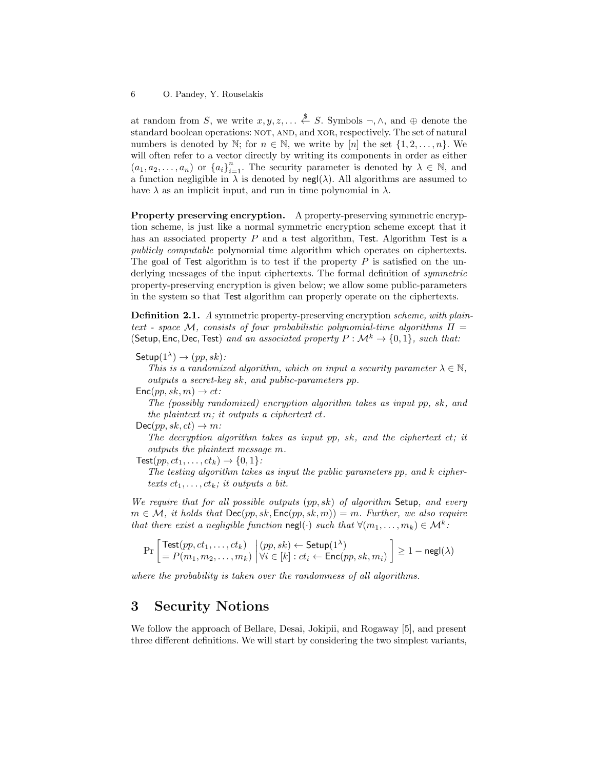at random from $S$, we write $x, y, z, \ldots \xleftarrow{\$} S$. Symbols $\neg, \wedge$, and $\oplus$ denote the standard boolean operations: NOT, AND, and XOR, respectively. The set of natural numbers is denoted by $\mathbb{N}$; for $n \in \mathbb{N}$, we write by $[n]$ the set $\{1, 2, \ldots, n\}$. We will often refer to a vector directly by writing its components in order as either $(a_1, a_2, \ldots, a_n)$ or $\{a_i\}_{i=1}^n$. The security parameter is denoted by $\lambda \in \mathbb{N}$, and a function negligible in $\lambda$ is denoted by $\mathsf{negl}(\lambda)$. All algorithms are assumed to have $\lambda$ as an implicit input, and run in time polynomial in $\lambda$.

**Property preserving encryption.** A property-preserving symmetric encryption scheme, is just like a normal symmetric encryption scheme except that it has an associated property $P$ and a test algorithm, $\mathsf{Test}$. Algorithm $\mathsf{Test}$ is a *publicly computable* polynomial time algorithm which operates on ciphertexts. The goal of $\mathsf{Test}$ algorithm is to test if the property $P$ is satisfied on the underlying messages of the input ciphertexts. The formal definition of *symmetric* property-preserving encryption is given below; we allow some public-parameters in the system so that $\mathsf{Test}$ algorithm can properly operate on the ciphertexts.

**Definition 2.1.** *A* symmetric property-preserving encryption *scheme, with plaintext - space $\mathcal{M}$, consists of four probabilistic polynomial-time algorithms $\Pi = (\mathsf{Setup}, \mathsf{Enc}, \mathsf{Dec}, \mathsf{Test})$ and an associated property $P : \mathcal{M}^k \to \{0, 1\}$, such that:*

$\mathsf{Setup}(1^\lambda) \to (pp, sk)$:
*This is a randomized algorithm, which on input a security parameter $\lambda \in \mathbb{N}$, outputs a secret-key $sk$, and public-parameters $pp$.*

$\mathsf{Enc}(pp, sk, m) \to ct$:
*The (possibly randomized) encryption algorithm takes as input $pp$, $sk$, and the plaintext $m$; it outputs a ciphertext $ct$.*

$\mathsf{Dec}(pp, sk, ct) \to m$:
*The decryption algorithm takes as input $pp$, $sk$, and the ciphertext $ct$; it outputs the plaintext message $m$.*

$\mathsf{Test}(pp, ct_1, \ldots, ct_k) \to \{0, 1\}$:
*The testing algorithm takes as input the public parameters $pp$, and $k$ ciphertexts $ct_1, \ldots, ct_k$; it outputs a bit.*

*We require that for all possible outputs $(pp, sk)$ of algorithm $\mathsf{Setup}$, and every $m \in \mathcal{M}$, it holds that $\mathsf{Dec}(pp, sk, \mathsf{Enc}(pp, sk, m)) = m$. Further, we also require that there exist a negligible function $\mathsf{negl}(\cdot)$ such that $\forall (m_1, \ldots, m_k) \in \mathcal{M}^k$:*

$$\Pr\left[\begin{array}{l}\mathsf{Test}(pp, ct_1, \ldots, ct_k) \\ = P(m_1, m_2, \ldots, m_k)\end{array} \middle| \begin{array}{l}(pp, sk) \leftarrow \mathsf{Setup}(1^\lambda) \\ \forall i \in [k] : ct_i \leftarrow \mathsf{Enc}(pp, sk, m_i)\end{array}\right] \geq 1 - \mathsf{negl}(\lambda)$$

*where the probability is taken over the randomness of all algorithms.*

# 3 Security Notions

We follow the approach of Bellare, Desai, Jokipii, and Rogaway [5], and present three different definitions. We will start by considering the two simplest variants,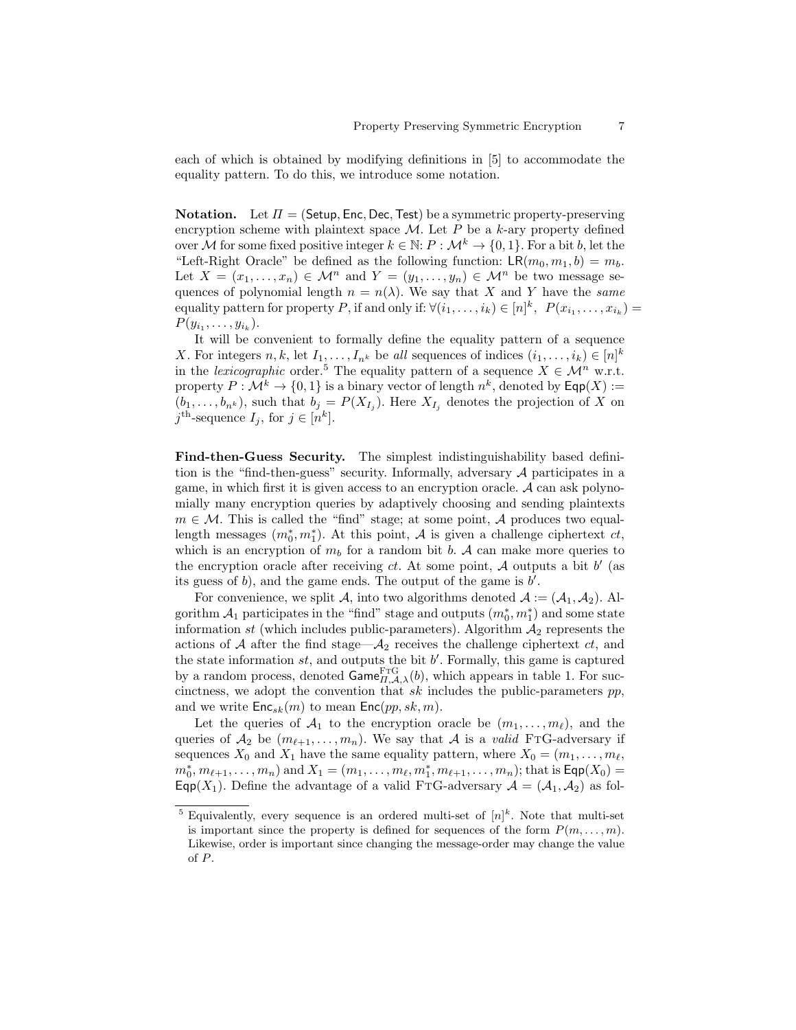each of which is obtained by modifying definitions in [5] to accommodate the equality pattern. To do this, we introduce some notation.

**Notation.** Let $\Pi = (\mathsf{Setup}, \mathsf{Enc}, \mathsf{Dec}, \mathsf{Test})$ be a symmetric property-preserving encryption scheme with plaintext space $\mathcal{M}$. Let $P$ be a $k$-ary property defined over $\mathcal{M}$ for some fixed positive integer $k \in \mathbb{N}$: $P : \mathcal{M}^k \to \{0,1\}$. For a bit $b$, let the "Left-Right Oracle" be defined as the following function: $\mathsf{LR}(m_0, m_1, b) = m_b$. Let $X = (x_1, \ldots, x_n) \in \mathcal{M}^n$ and $Y = (y_1, \ldots, y_n) \in \mathcal{M}^n$ be two message sequences of polynomial length $n = n(\lambda)$. We say that $X$ and $Y$ have the *same* equality pattern for property $P$, if and only if: $\forall (i_1, \ldots, i_k) \in [n]^k,\ P(x_{i_1}, \ldots, x_{i_k}) = P(y_{i_1}, \ldots, y_{i_k})$.

It will be convenient to formally define the equality pattern of a sequence $X$. For integers $n, k$, let $I_1, \ldots, I_{n^k}$ be *all* sequences of indices $(i_1, \ldots, i_k) \in [n]^k$ in the *lexicographic* order.[5] The equality pattern of a sequence $X \in \mathcal{M}^n$ w.r.t. property $P : \mathcal{M}^k \to \{0,1\}$ is a binary vector of length $n^k$, denoted by $\mathsf{Eqp}(X) := (b_1, \ldots, b_{n^k})$, such that $b_j = P(X_{I_j})$. Here $X_{I_j}$ denotes the projection of $X$ on $j^{\text{th}}$-sequence $I_j$, for $j \in [n^k]$.

**Find-then-Guess Security.** The simplest indistinguishability based definition is the "find-then-guess" security. Informally, adversary $\mathcal{A}$ participates in a game, in which first it is given access to an encryption oracle. $\mathcal{A}$ can ask polynomially many encryption queries by adaptively choosing and sending plaintexts $m \in \mathcal{M}$. This is called the "find" stage; at some point, $\mathcal{A}$ produces two equal-length messages $(m_0^*, m_1^*)$. At this point, $\mathcal{A}$ is given a challenge ciphertext $ct$, which is an encryption of $m_b$ for a random bit $b$. $\mathcal{A}$ can make more queries to the encryption oracle after receiving $ct$. At some point, $\mathcal{A}$ outputs a bit $b'$ (as its guess of $b$), and the game ends. The output of the game is $b'$.

For convenience, we split $\mathcal{A}$, into two algorithms denoted $\mathcal{A} := (\mathcal{A}_1, \mathcal{A}_2)$. Algorithm $\mathcal{A}_1$ participates in the "find" stage and outputs $(m_0^*, m_1^*)$ and some state information $st$ (which includes public-parameters). Algorithm $\mathcal{A}_2$ represents the actions of $\mathcal{A}$ after the find stage—$\mathcal{A}_2$ receives the challenge ciphertext $ct$, and the state information $st$, and outputs the bit $b'$. Formally, this game is captured by a random process, denoted $\mathsf{Game}^{\text{FTG}}_{\Pi,\mathcal{A},\lambda}(b)$, which appears in table 1. For succinctness, we adopt the convention that $sk$ includes the public-parameters $pp$, and we write $\mathsf{Enc}_{sk}(m)$ to mean $\mathsf{Enc}(pp, sk, m)$.

Let the queries of $\mathcal{A}_1$ to the encryption oracle be $(m_1, \ldots, m_\ell)$, and the queries of $\mathcal{A}_2$ be $(m_{\ell+1}, \ldots, m_n)$. We say that $\mathcal{A}$ is a *valid* FTG-adversary if sequences $X_0$ and $X_1$ have the same equality pattern, where $X_0 = (m_1, \ldots, m_\ell, m_0^*, m_{\ell+1}, \ldots, m_n)$ and $X_1 = (m_1, \ldots, m_\ell, m_1^*, m_{\ell+1}, \ldots, m_n)$; that is $\mathsf{Eqp}(X_0) = \mathsf{Eqp}(X_1)$. Define the advantage of a valid FTG-adversary $\mathcal{A} = (\mathcal{A}_1, \mathcal{A}_2)$ as fol-

[5] Equivalently, every sequence is an ordered multi-set of $[n]^k$. Note that multi-set is important since the property is defined for sequences of the form $P(m, \ldots, m)$. Likewise, order is important since changing the message-order may change the value of $P$.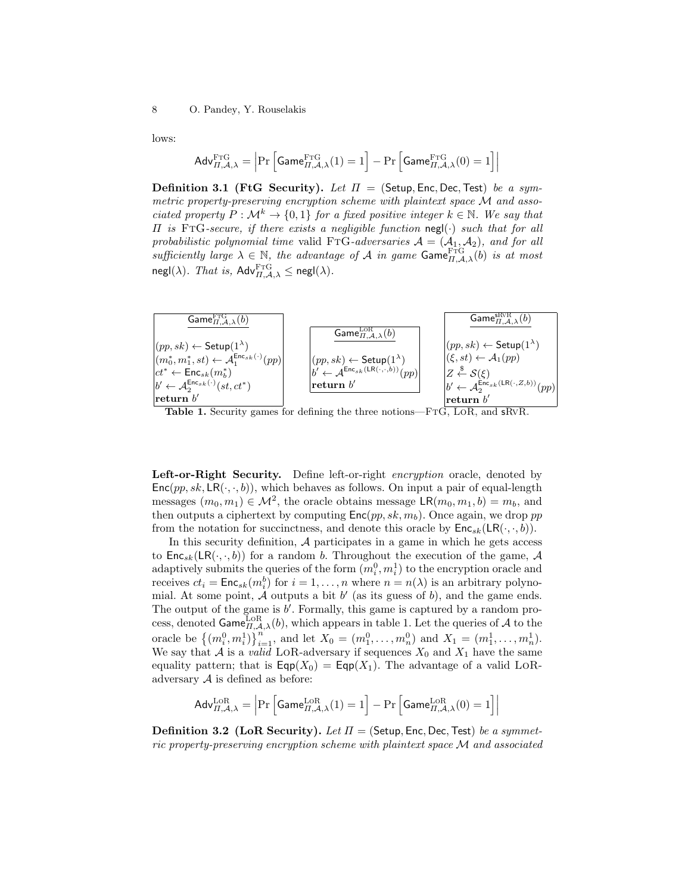lows:

$$\mathsf{Adv}^{\mathrm{FtG}}_{\Pi,\mathcal{A},\lambda} = \left|\Pr\left[\mathsf{Game}^{\mathrm{FtG}}_{\Pi,\mathcal{A},\lambda}(1) = 1\right] - \Pr\left[\mathsf{Game}^{\mathrm{FtG}}_{\Pi,\mathcal{A},\lambda}(0) = 1\right]\right|$$

**Definition 3.1 (FtG Security).** *Let $\Pi = (\mathsf{Setup}, \mathsf{Enc}, \mathsf{Dec}, \mathsf{Test})$ be a symmetric property-preserving encryption scheme with plaintext space $\mathcal{M}$ and associated property $P : \mathcal{M}^k \to \{0, 1\}$ for a fixed positive integer $k \in \mathbb{N}$. We say that $\Pi$ is* FtG*-secure, if there exists a negligible function $\mathsf{negl}(\cdot)$ such that for all probabilistic polynomial time* valid FtG*-adversaries $\mathcal{A} = (\mathcal{A}_1, \mathcal{A}_2)$, and for all sufficiently large $\lambda \in \mathbb{N}$, the advantage of $\mathcal{A}$ in game $\mathsf{Game}^{\mathrm{FtG}}_{\Pi,\mathcal{A},\lambda}(b)$ is at most $\mathsf{negl}(\lambda)$. That is, $\mathsf{Adv}^{\mathrm{FtG}}_{\Pi,\mathcal{A},\lambda} \le \mathsf{negl}(\lambda)$.*

| $\mathsf{Game}^{\mathrm{FtG}}_{\Pi,\mathcal{A},\lambda}(b)$ | $\mathsf{Game}^{\mathrm{LoR}}_{\Pi,\mathcal{A},\lambda}(b)$ | $\mathsf{Game}^{\mathrm{sRvR}}_{\Pi,\mathcal{A},\lambda}(b)$ |
|---|---|---|
| $(pp, sk) \leftarrow \mathsf{Setup}(1^\lambda)$ | $(pp, sk) \leftarrow \mathsf{Setup}(1^\lambda)$ | $(pp, sk) \leftarrow \mathsf{Setup}(1^\lambda)$ |
| $(m_0^*, m_1^*, st) \leftarrow \mathcal{A}_1^{\mathsf{Enc}_{sk}(\cdot)}(pp)$ | $b' \leftarrow \mathcal{A}^{\mathsf{Enc}_{sk}(\mathsf{LR}(\cdot,\cdot,b))}(pp)$ | $(\xi, st) \leftarrow \mathcal{A}_1(pp)$ |
| $ct^* \leftarrow \mathsf{Enc}_{sk}(m_b^*)$ | **return** $b'$ | $Z \xleftarrow{\$} \mathcal{S}(\xi)$ |
| $b' \leftarrow \mathcal{A}_2^{\mathsf{Enc}_{sk}(\cdot)}(st, ct^*)$ | | $b' \leftarrow \mathcal{A}_2^{\mathsf{Enc}_{sk}(\mathsf{LR}(\cdot,Z,b))}(pp)$ |
| **return** $b'$ | | **return** $b'$ |

**Table 1.** Security games for defining the three notions—FtG, LoR, and sRvR.

**Left-or-Right Security.** Define left-or-right *encryption* oracle, denoted by $\mathsf{Enc}(pp, sk, \mathsf{LR}(\cdot,\cdot,b))$, which behaves as follows. On input a pair of equal-length messages $(m_0, m_1) \in \mathcal{M}^2$, the oracle obtains message $\mathsf{LR}(m_0, m_1, b) = m_b$, and then outputs a ciphertext by computing $\mathsf{Enc}(pp, sk, m_b)$. Once again, we drop $pp$ from the notation for succinctness, and denote this oracle by $\mathsf{Enc}_{sk}(\mathsf{LR}(\cdot,\cdot,b))$.

In this security definition, $\mathcal{A}$ participates in a game in which he gets access to $\mathsf{Enc}_{sk}(\mathsf{LR}(\cdot,\cdot,b))$ for a random $b$. Throughout the execution of the game, $\mathcal{A}$ adaptively submits the queries of the form $(m_i^0, m_i^1)$ to the encryption oracle and receives $ct_i = \mathsf{Enc}_{sk}(m_i^b)$ for $i = 1, \ldots, n$ where $n = n(\lambda)$ is an arbitrary polynomial. At some point, $\mathcal{A}$ outputs a bit $b'$ (as its guess of $b$), and the game ends. The output of the game is $b'$. Formally, this game is captured by a random process, denoted $\mathsf{Game}^{\mathrm{LoR}}_{\Pi,\mathcal{A},\lambda}(b)$, which appears in table 1. Let the queries of $\mathcal{A}$ to the oracle be $\left\{(m_i^0, m_i^1)\right\}_{i=1}^n$, and let $X_0 = (m_1^0, \ldots, m_n^0)$ and $X_1 = (m_1^1, \ldots, m_n^1)$. We say that $\mathcal{A}$ is a *valid* LoR-adversary if sequences $X_0$ and $X_1$ have the same equality pattern; that is $\mathsf{Eqp}(X_0) = \mathsf{Eqp}(X_1)$. The advantage of a valid LoR-adversary $\mathcal{A}$ is defined as before:

$$\mathsf{Adv}^{\mathrm{LoR}}_{\Pi,\mathcal{A},\lambda} = \left|\Pr\left[\mathsf{Game}^{\mathrm{LoR}}_{\Pi,\mathcal{A},\lambda}(1) = 1\right] - \Pr\left[\mathsf{Game}^{\mathrm{LoR}}_{\Pi,\mathcal{A},\lambda}(0) = 1\right]\right|$$

**Definition 3.2 (LoR Security).** *Let $\Pi = (\mathsf{Setup}, \mathsf{Enc}, \mathsf{Dec}, \mathsf{Test})$ be a symmetric property-preserving encryption scheme with plaintext space $\mathcal{M}$ and associated*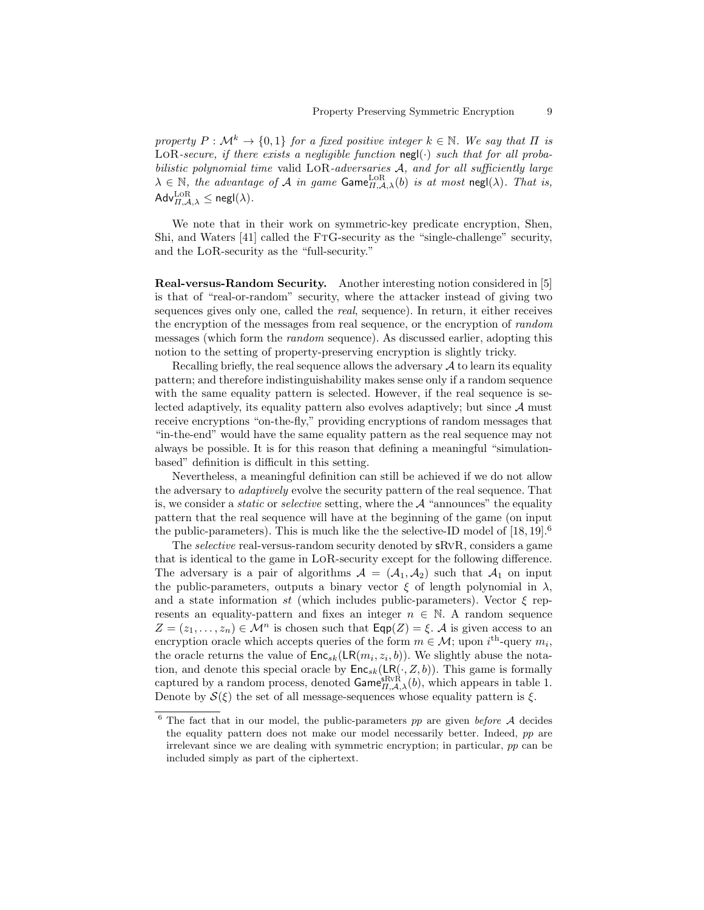*property $P : \mathcal{M}^k \rightarrow \{0,1\}$ for a fixed positive integer $k \in \mathbb{N}$. We say that $\Pi$ is* LoR*-secure, if there exists a negligible function* $\mathsf{negl}(\cdot)$ *such that for all probabilistic polynomial time* valid LoR*-adversaries $\mathcal{A}$, and for all sufficiently large $\lambda \in \mathbb{N}$, the advantage of $\mathcal{A}$ in game* $\mathsf{Game}^{\mathrm{LoR}}_{\Pi,\mathcal{A},\lambda}(b)$ *is at most* $\mathsf{negl}(\lambda)$*. That is,* $\mathsf{Adv}^{\mathrm{LoR}}_{\Pi,\mathcal{A},\lambda} \leq \mathsf{negl}(\lambda)$.

We note that in their work on symmetric-key predicate encryption, Shen, Shi, and Waters [41] called the FtG-security as the "single-challenge" security, and the LoR-security as the "full-security."

**Real-versus-Random Security.** Another interesting notion considered in [5] is that of "real-or-random" security, where the attacker instead of giving two sequences gives only one, called the *real*, sequence). In return, it either receives the encryption of the messages from real sequence, or the encryption of *random* messages (which form the *random* sequence). As discussed earlier, adopting this notion to the setting of property-preserving encryption is slightly tricky.

Recalling briefly, the real sequence allows the adversary $\mathcal{A}$ to learn its equality pattern; and therefore indistinguishability makes sense only if a random sequence with the same equality pattern is selected. However, if the real sequence is selected adaptively, its equality pattern also evolves adaptively; but since $\mathcal{A}$ must receive encryptions "on-the-fly," providing encryptions of random messages that "in-the-end" would have the same equality pattern as the real sequence may not always be possible. It is for this reason that defining a meaningful "simulation-based" definition is difficult in this setting.

Nevertheless, a meaningful definition can still be achieved if we do not allow the adversary to *adaptively* evolve the security pattern of the real sequence. That is, we consider a *static* or *selective* setting, where the $\mathcal{A}$ "announces" the equality pattern that the real sequence will have at the beginning of the game (on input the public-parameters). This is much like the the selective-ID model of [18, 19].[6]

The *selective* real-versus-random security denoted by sRvR, considers a game that is identical to the game in LoR-security except for the following difference. The adversary is a pair of algorithms $\mathcal{A} = (\mathcal{A}_1, \mathcal{A}_2)$ such that $\mathcal{A}_1$ on input the public-parameters, outputs a binary vector $\xi$ of length polynomial in $\lambda$, and a state information $st$ (which includes public-parameters). Vector $\xi$ represents an equality-pattern and fixes an integer $n \in \mathbb{N}$. A random sequence $Z = (z_1, \ldots, z_n) \in \mathcal{M}^n$ is chosen such that $\mathsf{Eqp}(Z) = \xi$. $\mathcal{A}$ is given access to an encryption oracle which accepts queries of the form $m \in \mathcal{M}$; upon $i^{\text{th}}$-query $m_i$, the oracle returns the value of $\mathsf{Enc}_{sk}(\mathsf{LR}(m_i, z_i, b))$. We slightly abuse the notation, and denote this special oracle by $\mathsf{Enc}_{sk}(\mathsf{LR}(\cdot, Z, b))$. This game is formally captured by a random process, denoted $\mathsf{Game}^{\mathsf{sRvR}}_{\Pi,\mathcal{A},\lambda}(b)$, which appears in table 1. Denote by $\mathcal{S}(\xi)$ the set of all message-sequences whose equality pattern is $\xi$.

[6] The fact that in our model, the public-parameters $pp$ are given *before* $\mathcal{A}$ decides the equality pattern does not make our model necessarily better. Indeed, $pp$ are irrelevant since we are dealing with symmetric encryption; in particular, $pp$ can be included simply as part of the ciphertext.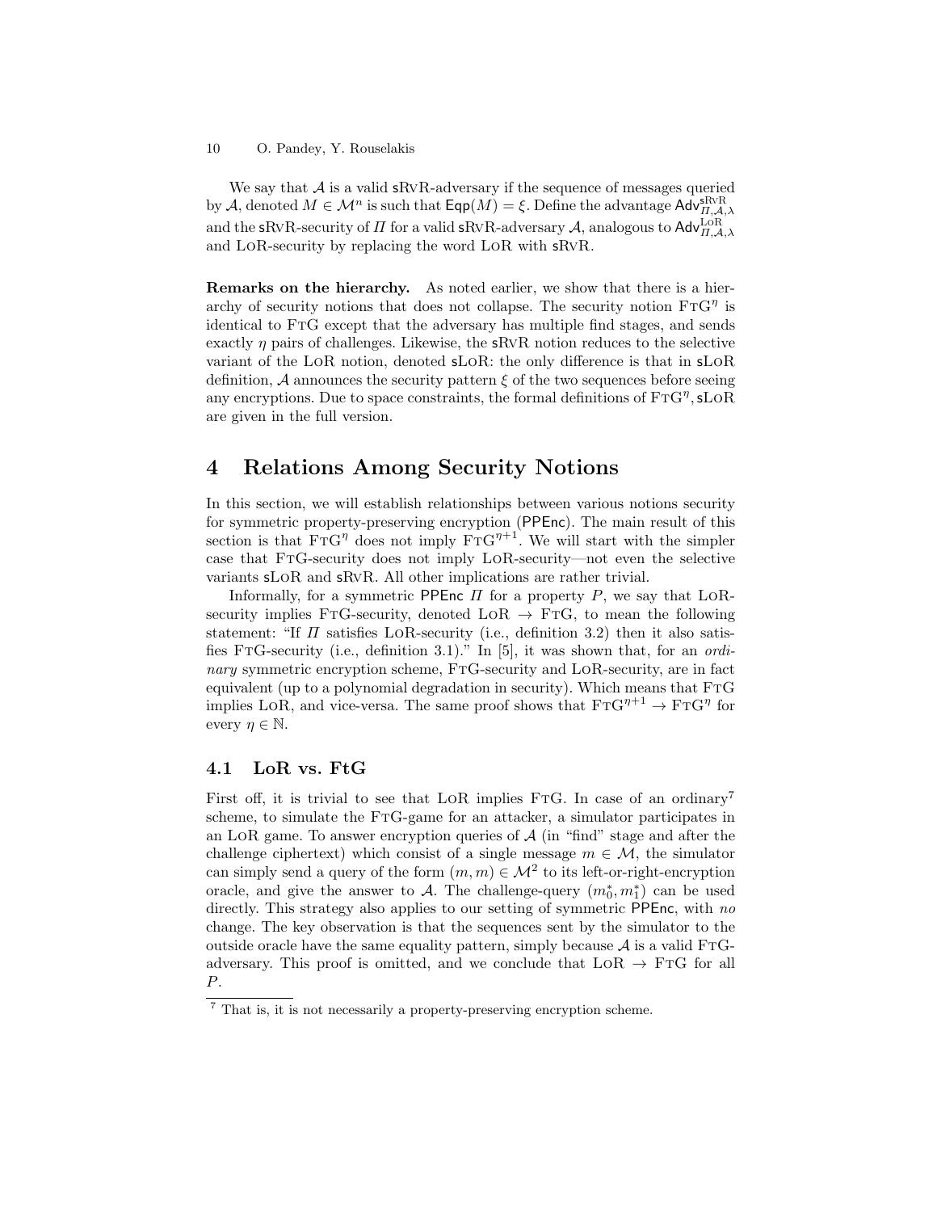We say that $\mathcal{A}$ is a valid sRvR-adversary if the sequence of messages queried by $\mathcal{A}$, denoted $M \in \mathcal{M}^n$ is such that $\mathsf{Eqp}(M) = \xi$. Define the advantage $\mathsf{Adv}^{\mathsf{sRvR}}_{\Pi,\mathcal{A},\lambda}$ and the sRvR-security of $\Pi$ for a valid sRvR-adversary $\mathcal{A}$, analogous to $\mathsf{Adv}^{\mathrm{LoR}}_{\Pi,\mathcal{A},\lambda}$ and LoR-security by replacing the word LoR with sRvR.

**Remarks on the hierarchy.** As noted earlier, we show that there is a hierarchy of security notions that does not collapse. The security notion $\mathrm{FtG}^{\eta}$ is identical to FtG except that the adversary has multiple find stages, and sends exactly $\eta$ pairs of challenges. Likewise, the sRvR notion reduces to the selective variant of the LoR notion, denoted sLoR: the only difference is that in sLoR definition, $\mathcal{A}$ announces the security pattern $\xi$ of the two sequences before seeing any encryptions. Due to space constraints, the formal definitions of $\mathrm{FtG}^{\eta}$, sLoR are given in the full version.

# 4 Relations Among Security Notions

In this section, we will establish relationships between various notions security for symmetric property-preserving encryption (PPEnc). The main result of this section is that $\mathrm{FtG}^{\eta}$ does not imply $\mathrm{FtG}^{\eta+1}$. We will start with the simpler case that FtG-security does not imply LoR-security—not even the selective variants sLoR and sRvR. All other implications are rather trivial.

Informally, for a symmetric PPEnc $\Pi$ for a property $P$, we say that LoR-security implies FtG-security, denoted LoR $\rightarrow$ FtG, to mean the following statement: "If $\Pi$ satisfies LoR-security (i.e., definition 3.2) then it also satisfies FtG-security (i.e., definition 3.1)." In [5], it was shown that, for an *ordinary* symmetric encryption scheme, FtG-security and LoR-security, are in fact equivalent (up to a polynomial degradation in security). Which means that FtG implies LoR, and vice-versa. The same proof shows that $\mathrm{FtG}^{\eta+1} \rightarrow \mathrm{FtG}^{\eta}$ for every $\eta \in \mathbb{N}$.

## 4.1 LoR vs. FtG

First off, it is trivial to see that LoR implies FtG. In case of an ordinary[7] scheme, to simulate the FtG-game for an attacker, a simulator participates in an LoR game. To answer encryption queries of $\mathcal{A}$ (in "find" stage and after the challenge ciphertext) which consist of a single message $m \in \mathcal{M}$, the simulator can simply send a query of the form $(m, m) \in \mathcal{M}^2$ to its left-or-right-encryption oracle, and give the answer to $\mathcal{A}$. The challenge-query $(m_0^*, m_1^*)$ can be used directly. This strategy also applies to our setting of symmetric PPEnc, with *no* change. The key observation is that the sequences sent by the simulator to the outside oracle have the same equality pattern, simply because $\mathcal{A}$ is a valid FtG-adversary. This proof is omitted, and we conclude that LoR $\rightarrow$ FtG for all $P$.

[7] That is, it is not necessarily a property-preserving encryption scheme.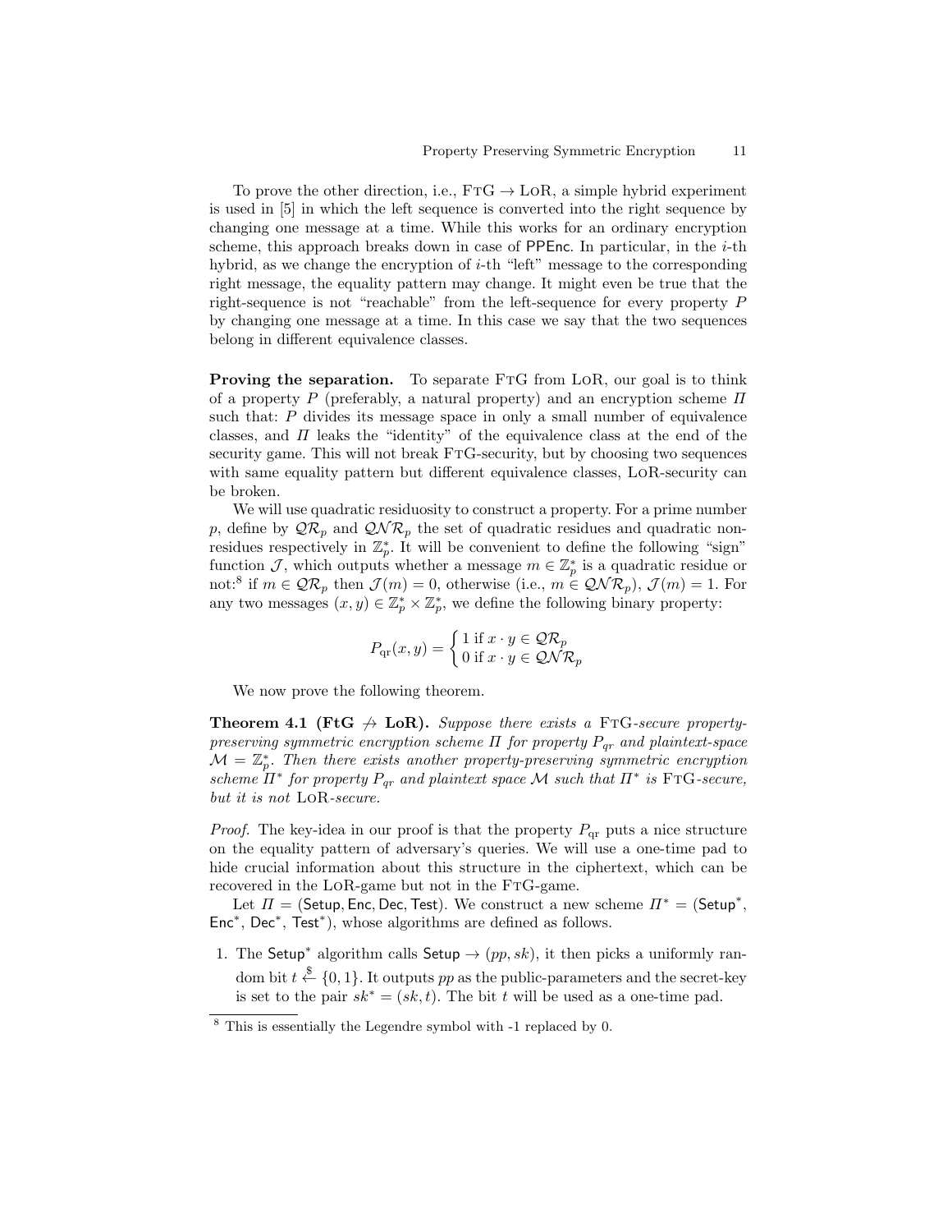To prove the other direction, i.e., FTG → LOR, a simple hybrid experiment is used in [5] in which the left sequence is converted into the right sequence by changing one message at a time. While this works for an ordinary encryption scheme, this approach breaks down in case of PPEnc. In particular, in the $i$-th hybrid, as we change the encryption of $i$-th "left" message to the corresponding right message, the equality pattern may change. It might even be true that the right-sequence is not "reachable" from the left-sequence for every property $P$ by changing one message at a time. In this case we say that the two sequences belong in different equivalence classes.

**Proving the separation.** To separate FTG from LOR, our goal is to think of a property $P$ (preferably, a natural property) and an encryption scheme $\Pi$ such that: $P$ divides its message space in only a small number of equivalence classes, and $\Pi$ leaks the "identity" of the equivalence class at the end of the security game. This will not break FTG-security, but by choosing two sequences with same equality pattern but different equivalence classes, LOR-security can be broken.

We will use quadratic residuosity to construct a property. For a prime number $p$, define by $\mathcal{QR}_p$ and $\mathcal{QNR}_p$ the set of quadratic residues and quadratic non-residues respectively in $\mathbb{Z}_p^*$. It will be convenient to define the following "sign" function $\mathcal{J}$, which outputs whether a message $m \in \mathbb{Z}_p^*$ is a quadratic residue or not:[8] if $m \in \mathcal{QR}_p$ then $\mathcal{J}(m) = 0$, otherwise (i.e., $m \in \mathcal{QNR}_p$), $\mathcal{J}(m) = 1$. For any two messages $(x, y) \in \mathbb{Z}_p^* \times \mathbb{Z}_p^*$, we define the following binary property:

$$P_{\text{qr}}(x, y) = \begin{cases} 1 \text{ if } x \cdot y \in \mathcal{QR}_p \\ 0 \text{ if } x \cdot y \in \mathcal{QNR}_p \end{cases}$$

We now prove the following theorem.

**Theorem 4.1 (FtG $\not\to$ LoR).** *Suppose there exists a* FTG*-secure property-preserving symmetric encryption scheme $\Pi$ for property $P_{qr}$ and plaintext-space $\mathcal{M} = \mathbb{Z}_p^*$. Then there exists another property-preserving symmetric encryption scheme $\Pi^*$ for property $P_{qr}$ and plaintext space $\mathcal{M}$ such that $\Pi^*$ is* FTG*-secure, but it is not* LOR*-secure.*

*Proof.* The key-idea in our proof is that the property $P_{\text{qr}}$ puts a nice structure on the equality pattern of adversary's queries. We will use a one-time pad to hide crucial information about this structure in the ciphertext, which can be recovered in the LOR-game but not in the FTG-game.

Let $\Pi = (\mathsf{Setup}, \mathsf{Enc}, \mathsf{Dec}, \mathsf{Test})$. We construct a new scheme $\Pi^* = (\mathsf{Setup}^*, \mathsf{Enc}^*, \mathsf{Dec}^*, \mathsf{Test}^*)$, whose algorithms are defined as follows.

1. The $\mathsf{Setup}^*$ algorithm calls $\mathsf{Setup} \to (pp, sk)$, it then picks a uniformly random bit $t \xleftarrow{\$} \{0, 1\}$. It outputs $pp$ as the public-parameters and the secret-key is set to the pair $sk^* = (sk, t)$. The bit $t$ will be used as a one-time pad.

[8] This is essentially the Legendre symbol with -1 replaced by 0.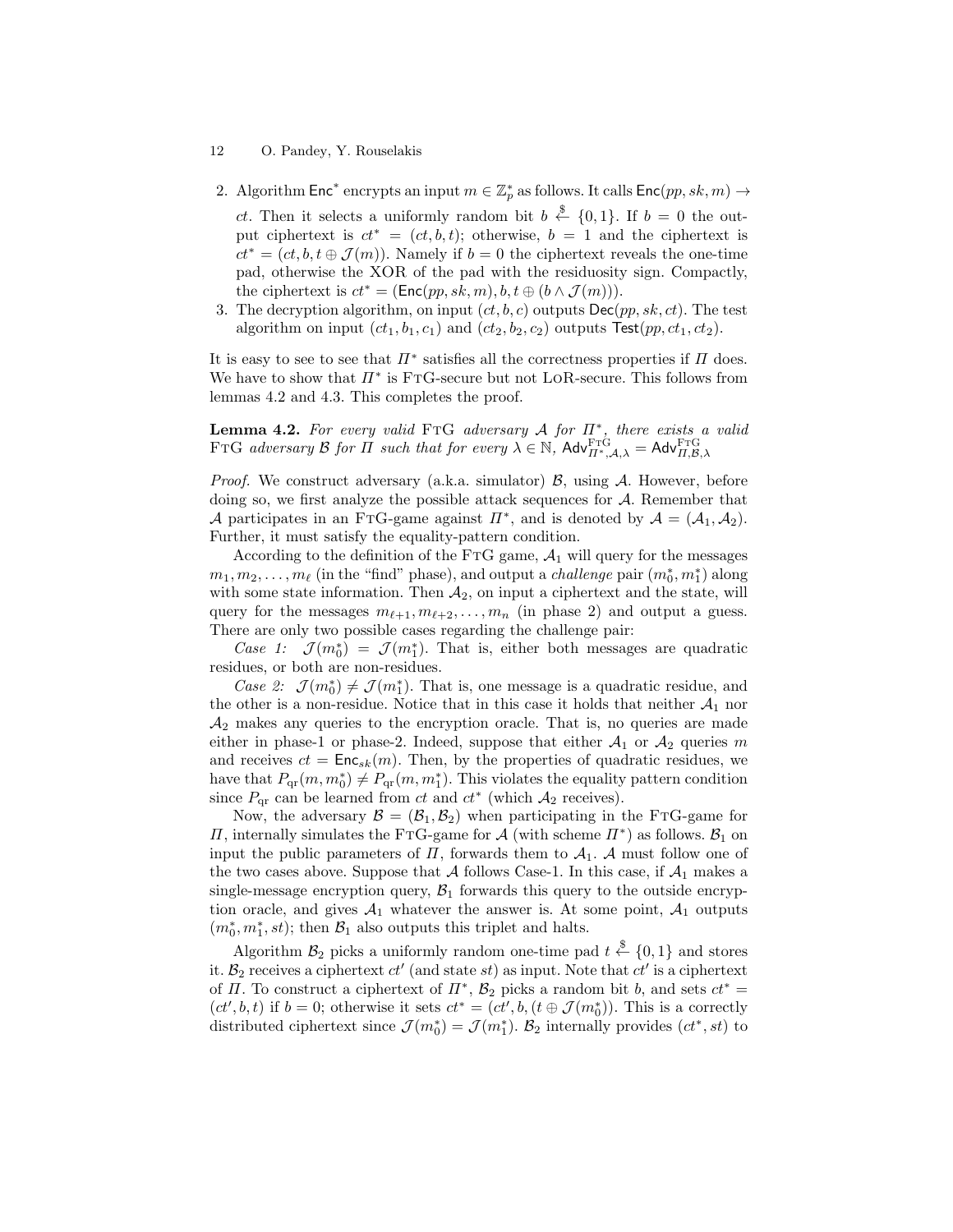2. Algorithm $\mathsf{Enc}^*$ encrypts an input $m \in \mathbb{Z}_p^*$ as follows. It calls $\mathsf{Enc}(pp, sk, m) \rightarrow ct$. Then it selects a uniformly random bit $b \xleftarrow{\$} \{0,1\}$. If $b = 0$ the output ciphertext is $ct^* = (ct, b, t)$; otherwise, $b = 1$ and the ciphertext is $ct^* = (ct, b, t \oplus \mathcal{J}(m))$. Namely if $b = 0$ the ciphertext reveals the one-time pad, otherwise the XOR of the pad with the residuosity sign. Compactly, the ciphertext is $ct^* = (\mathsf{Enc}(pp, sk, m), b, t \oplus (b \wedge \mathcal{J}(m)))$.
3. The decryption algorithm, on input $(ct, b, c)$ outputs $\mathsf{Dec}(pp, sk, ct)$. The test algorithm on input $(ct_1, b_1, c_1)$ and $(ct_2, b_2, c_2)$ outputs $\mathsf{Test}(pp, ct_1, ct_2)$.

It is easy to see to see that $\Pi^*$ satisfies all the correctness properties if $\Pi$ does. We have to show that $\Pi^*$ is FtG-secure but not LoR-secure. This follows from lemmas 4.2 and 4.3. This completes the proof.

**Lemma 4.2.** *For every valid* FtG *adversary* $\mathcal{A}$ *for* $\Pi^*$*, there exists a valid* FtG *adversary* $\mathcal{B}$ *for* $\Pi$ *such that for every* $\lambda \in \mathbb{N}$*,* $\mathsf{Adv}^{\text{FtG}}_{\Pi^*,\mathcal{A},\lambda} = \mathsf{Adv}^{\text{FtG}}_{\Pi,\mathcal{B},\lambda}$

*Proof.* We construct adversary (a.k.a. simulator) $\mathcal{B}$, using $\mathcal{A}$. However, before doing so, we first analyze the possible attack sequences for $\mathcal{A}$. Remember that $\mathcal{A}$ participates in an FtG-game against $\Pi^*$, and is denoted by $\mathcal{A} = (\mathcal{A}_1, \mathcal{A}_2)$. Further, it must satisfy the equality-pattern condition.

According to the definition of the FtG game, $\mathcal{A}_1$ will query for the messages $m_1, m_2, \ldots, m_\ell$ (in the "find" phase), and output a *challenge* pair $(m_0^*, m_1^*)$ along with some state information. Then $\mathcal{A}_2$, on input a ciphertext and the state, will query for the messages $m_{\ell+1}, m_{\ell+2}, \ldots, m_n$ (in phase 2) and output a guess. There are only two possible cases regarding the challenge pair:

*Case 1:* $\mathcal{J}(m_0^*) = \mathcal{J}(m_1^*)$. That is, either both messages are quadratic residues, or both are non-residues.

*Case 2:* $\mathcal{J}(m_0^*) \neq \mathcal{J}(m_1^*)$. That is, one message is a quadratic residue, and the other is a non-residue. Notice that in this case it holds that neither $\mathcal{A}_1$ nor $\mathcal{A}_2$ makes any queries to the encryption oracle. That is, no queries are made either in phase-1 or phase-2. Indeed, suppose that either $\mathcal{A}_1$ or $\mathcal{A}_2$ queries $m$ and receives $ct = \mathsf{Enc}_{sk}(m)$. Then, by the properties of quadratic residues, we have that $P_{\text{qr}}(m, m_0^*) \neq P_{\text{qr}}(m, m_1^*)$. This violates the equality pattern condition since $P_{\text{qr}}$ can be learned from $ct$ and $ct^*$ (which $\mathcal{A}_2$ receives).

Now, the adversary $\mathcal{B} = (\mathcal{B}_1, \mathcal{B}_2)$ when participating in the FtG-game for $\Pi$, internally simulates the FtG-game for $\mathcal{A}$ (with scheme $\Pi^*$) as follows. $\mathcal{B}_1$ on input the public parameters of $\Pi$, forwards them to $\mathcal{A}_1$. $\mathcal{A}$ must follow one of the two cases above. Suppose that $\mathcal{A}$ follows Case-1. In this case, if $\mathcal{A}_1$ makes a single-message encryption query, $\mathcal{B}_1$ forwards this query to the outside encryption oracle, and gives $\mathcal{A}_1$ whatever the answer is. At some point, $\mathcal{A}_1$ outputs $(m_0^*, m_1^*, st)$; then $\mathcal{B}_1$ also outputs this triplet and halts.

Algorithm $\mathcal{B}_2$ picks a uniformly random one-time pad $t \xleftarrow{\$} \{0,1\}$ and stores it. $\mathcal{B}_2$ receives a ciphertext $ct'$ (and state $st$) as input. Note that $ct'$ is a ciphertext of $\Pi$. To construct a ciphertext of $\Pi^*$, $\mathcal{B}_2$ picks a random bit $b$, and sets $ct^* = (ct', b, t)$ if $b = 0$; otherwise it sets $ct^* = (ct', b, (t \oplus \mathcal{J}(m_0^*))$. This is a correctly distributed ciphertext since $\mathcal{J}(m_0^*) = \mathcal{J}(m_1^*)$. $\mathcal{B}_2$ internally provides $(ct^*, st)$ to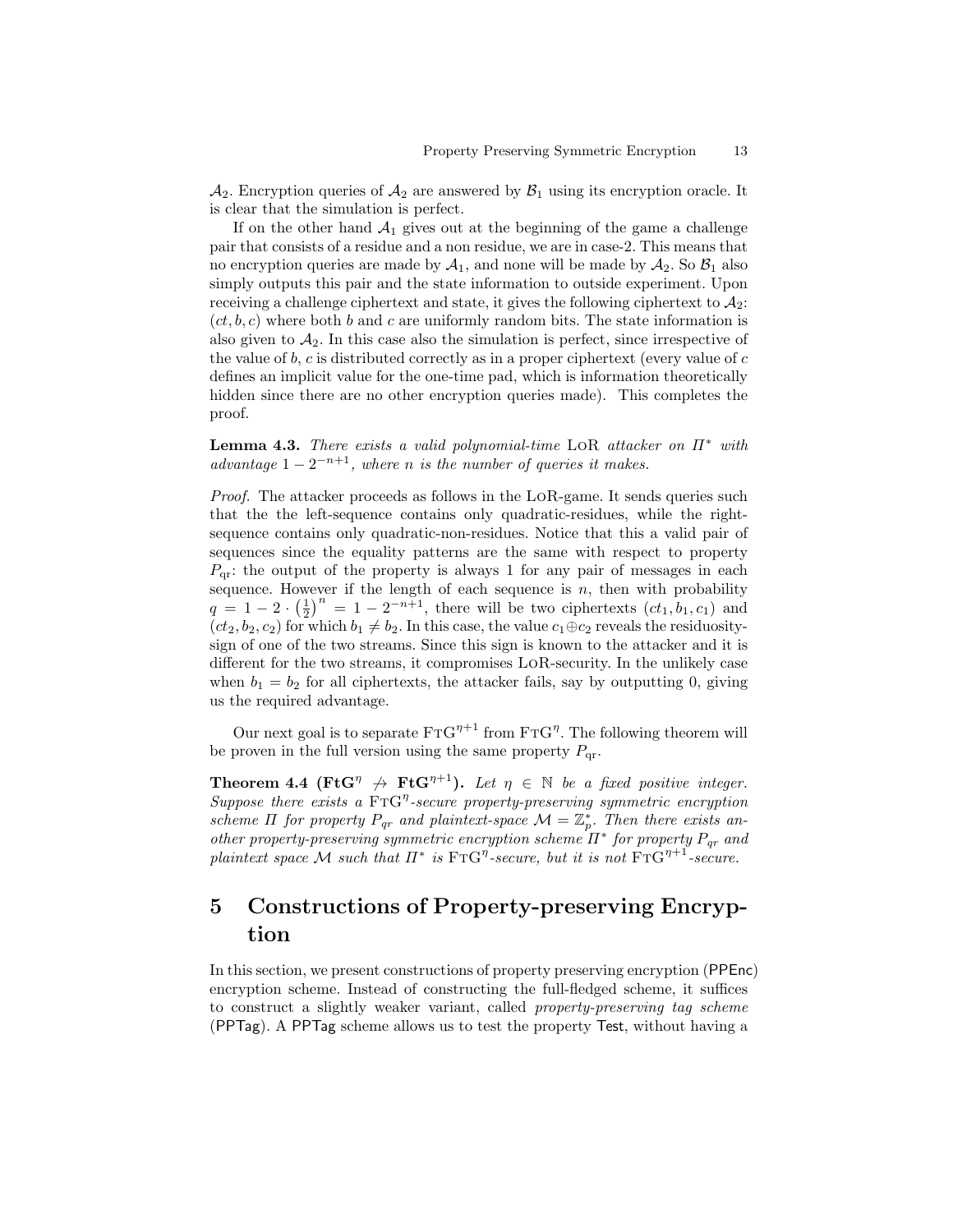$\mathcal{A}_2$. Encryption queries of $\mathcal{A}_2$ are answered by $\mathcal{B}_1$ using its encryption oracle. It is clear that the simulation is perfect.

If on the other hand $\mathcal{A}_1$ gives out at the beginning of the game a challenge pair that consists of a residue and a non residue, we are in case-2. This means that no encryption queries are made by $\mathcal{A}_1$, and none will be made by $\mathcal{A}_2$. So $\mathcal{B}_1$ also simply outputs this pair and the state information to outside experiment. Upon receiving a challenge ciphertext and state, it gives the following ciphertext to $\mathcal{A}_2$: $(ct, b, c)$ where both $b$ and $c$ are uniformly random bits. The state information is also given to $\mathcal{A}_2$. In this case also the simulation is perfect, since irrespective of the value of $b$, $c$ is distributed correctly as in a proper ciphertext (every value of $c$ defines an implicit value for the one-time pad, which is information theoretically hidden since there are no other encryption queries made). This completes the proof.

**Lemma 4.3.** *There exists a valid polynomial-time* LoR *attacker on $\Pi^*$ with advantage $1 - 2^{-n+1}$, where $n$ is the number of queries it makes.*

*Proof.* The attacker proceeds as follows in the LoR-game. It sends queries such that the the left-sequence contains only quadratic-residues, while the right-sequence contains only quadratic-non-residues. Notice that this a valid pair of sequences since the equality patterns are the same with respect to property $P_{\text{qr}}$: the output of the property is always 1 for any pair of messages in each sequence. However if the length of each sequence is $n$, then with probability $q = 1 - 2 \cdot \left(\frac{1}{2}\right)^n = 1 - 2^{-n+1}$, there will be two ciphertexts $(ct_1, b_1, c_1)$ and $(ct_2, b_2, c_2)$ for which $b_1 \neq b_2$. In this case, the value $c_1 \oplus c_2$ reveals the residuosity-sign of one of the two streams. Since this sign is known to the attacker and it is different for the two streams, it compromises LoR-security. In the unlikely case when $b_1 = b_2$ for all ciphertexts, the attacker fails, say by outputting 0, giving us the required advantage.

Our next goal is to separate $\text{FtG}^{\eta+1}$ from $\text{FtG}^{\eta}$. The following theorem will be proven in the full version using the same property $P_{\text{qr}}$.

**Theorem 4.4 ($\mathbf{FtG}^{\eta} \not\to \mathbf{FtG}^{\eta+1}$).** *Let $\eta \in \mathbb{N}$ be a fixed positive integer. Suppose there exists a $\text{FtG}^{\eta}$-secure property-preserving symmetric encryption scheme $\Pi$ for property $P_{qr}$ and plaintext-space $\mathcal{M} = \mathbb{Z}_p^*$. Then there exists another property-preserving symmetric encryption scheme $\Pi^*$ for property $P_{qr}$ and plaintext space $\mathcal{M}$ such that $\Pi^*$ is $\text{FtG}^{\eta}$-secure, but it is not $\text{FtG}^{\eta+1}$-secure.*

# 5 Constructions of Property-preserving Encryption

In this section, we present constructions of property preserving encryption (PPEnc) encryption scheme. Instead of constructing the full-fledged scheme, it suffices to construct a slightly weaker variant, called *property-preserving tag scheme* (PPTag). A PPTag scheme allows us to test the property Test, without having a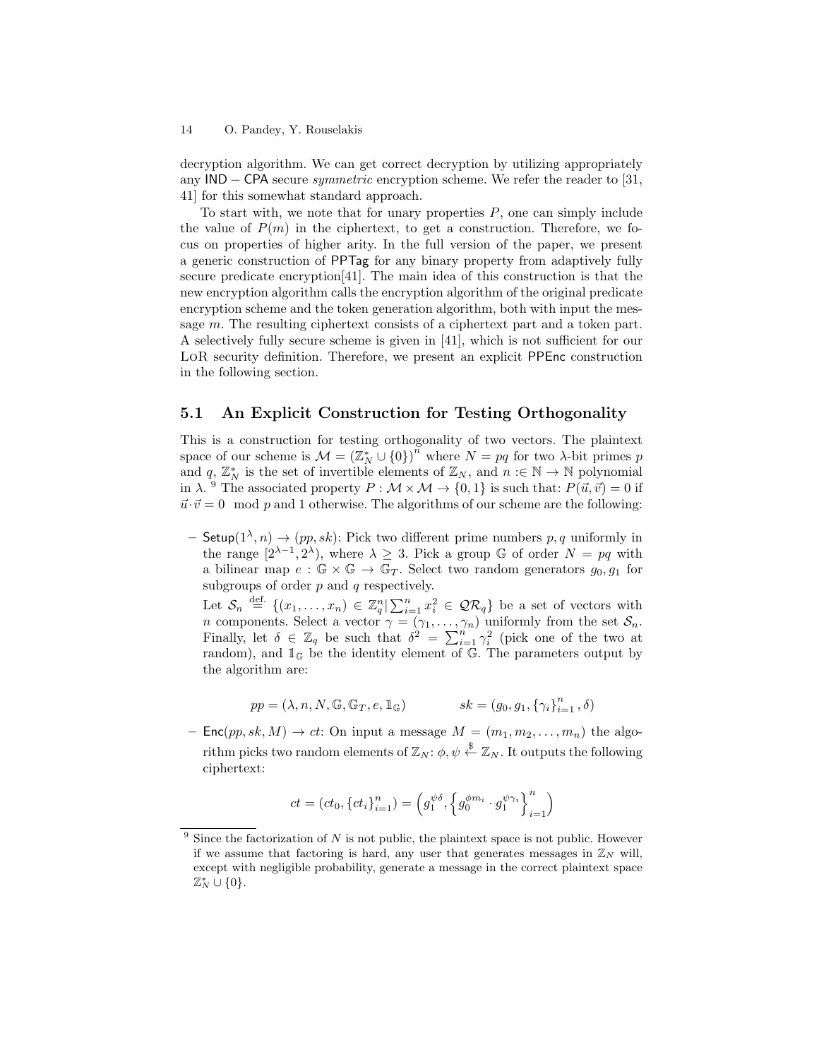decryption algorithm. We can get correct decryption by utilizing appropriately any IND − CPA secure *symmetric* encryption scheme. We refer the reader to [31, 41] for this somewhat standard approach.

To start with, we note that for unary properties $P$, one can simply include the value of $P(m)$ in the ciphertext, to get a construction. Therefore, we focus on properties of higher arity. In the full version of the paper, we present a generic construction of PPTag for any binary property from adaptively fully secure predicate encryption[41]. The main idea of this construction is that the new encryption algorithm calls the encryption algorithm of the original predicate encryption scheme and the token generation algorithm, both with input the message $m$. The resulting ciphertext consists of a ciphertext part and a token part. A selectively fully secure scheme is given in [41], which is not sufficient for our LoR security definition. Therefore, we present an explicit PPEnc construction in the following section.

## 5.1 An Explicit Construction for Testing Orthogonality

This is a construction for testing orthogonality of two vectors. The plaintext space of our scheme is $\mathcal{M} = (\mathbb{Z}_N^* \cup \{0\})^n$ where $N = pq$ for two $\lambda$-bit primes $p$ and $q$, $\mathbb{Z}_N^*$ is the set of invertible elements of $\mathbb{Z}_N$, and $n :\in \mathbb{N} \to \mathbb{N}$ polynomial in $\lambda$. [9] The associated property $P : \mathcal{M} \times \mathcal{M} \to \{0, 1\}$ is such that: $P(\vec{u}, \vec{v}) = 0$ if $\vec{u} \cdot \vec{v} = 0 \mod p$ and 1 otherwise. The algorithms of our scheme are the following:

- $\mathsf{Setup}(1^\lambda, n) \to (pp, sk)$: Pick two different prime numbers $p, q$ uniformly in the range $[2^{\lambda-1}, 2^\lambda)$, where $\lambda \geq 3$. Pick a group $\mathbb{G}$ of order $N = pq$ with a bilinear map $e : \mathbb{G} \times \mathbb{G} \to \mathbb{G}_T$. Select two random generators $g_0, g_1$ for subgroups of order $p$ and $q$ respectively.

  Let $\mathcal{S}_n \stackrel{\text{def.}}{=} \{(x_1, \ldots, x_n) \in \mathbb{Z}_q^n | \sum_{i=1}^n x_i^2 \in \mathcal{QR}_q\}$ be a set of vectors with $n$ components. Select a vector $\gamma = (\gamma_1, \ldots, \gamma_n)$ uniformly from the set $\mathcal{S}_n$. Finally, let $\delta \in \mathbb{Z}_q$ be such that $\delta^2 = \sum_{i=1}^n \gamma_i^2$ (pick one of the two at random), and $\mathbb{1}_{\mathbb{G}}$ be the identity element of $\mathbb{G}$. The parameters output by the algorithm are:

$$pp = (\lambda, n, N, \mathbb{G}, \mathbb{G}_T, e, \mathbb{1}_{\mathbb{G}}) \qquad\qquad sk = (g_0, g_1, \{\gamma_i\}_{i=1}^n, \delta)$$

- $\mathsf{Enc}(pp, sk, M) \to ct$: On input a message $M = (m_1, m_2, \ldots, m_n)$ the algorithm picks two random elements of $\mathbb{Z}_N$: $\phi, \psi \xleftarrow{\$} \mathbb{Z}_N$. It outputs the following ciphertext:

$$ct = (ct_0, \{ct_i\}_{i=1}^n) = \left(g_1^{\psi\delta}, \left\{g_0^{\phi m_i} \cdot g_1^{\psi\gamma_i}\right\}_{i=1}^n\right)$$

[9] Since the factorization of $N$ is not public, the plaintext space is not public. However if we assume that factoring is hard, any user that generates messages in $\mathbb{Z}_N$ will, except with negligible probability, generate a message in the correct plaintext space $\mathbb{Z}_N^* \cup \{0\}$.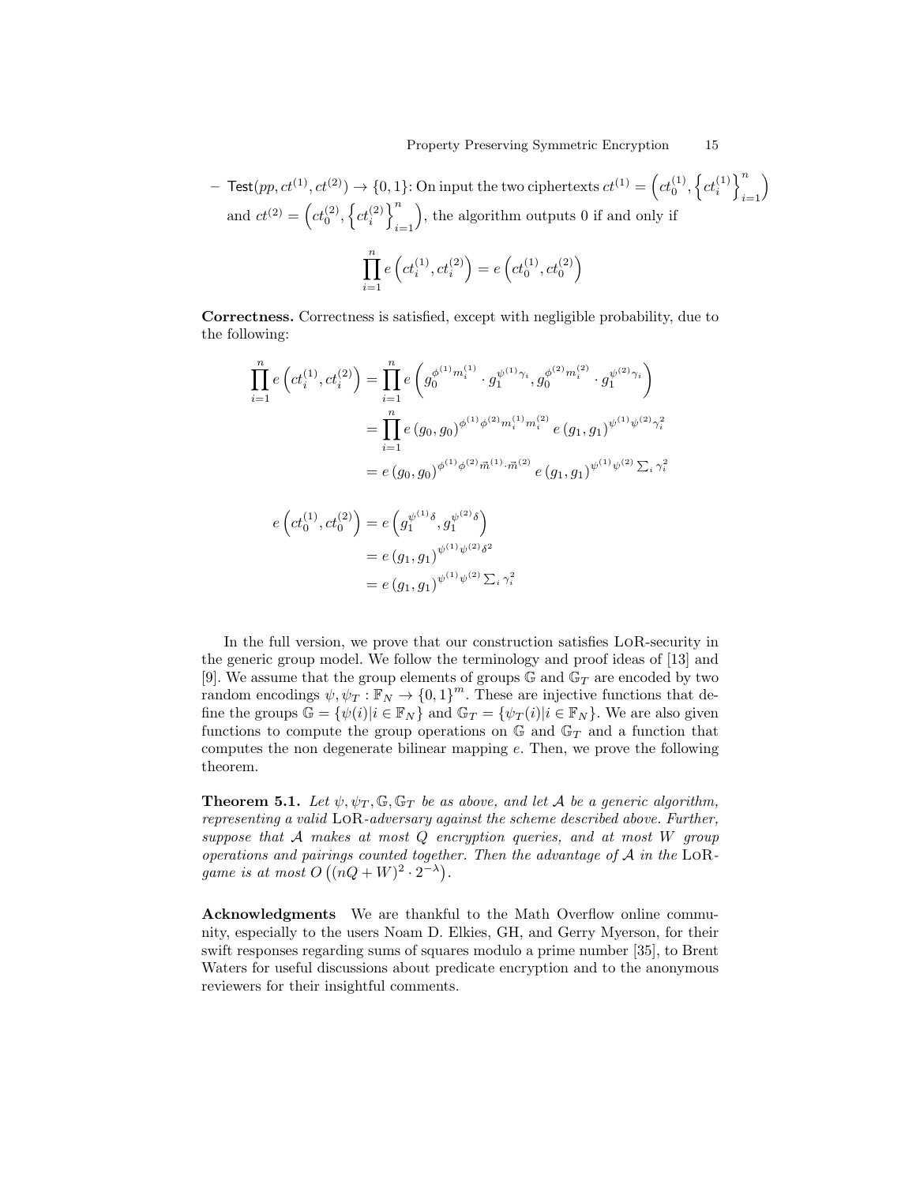– $\mathsf{Test}(pp, ct^{(1)}, ct^{(2)}) \to \{0,1\}$: On input the two ciphertexts $ct^{(1)} = \left(ct_0^{(1)}, \left\{ct_i^{(1)}\right\}_{i=1}^n\right)$ and $ct^{(2)} = \left(ct_0^{(2)}, \left\{ct_i^{(2)}\right\}_{i=1}^n\right)$, the algorithm outputs 0 if and only if

$$\prod_{i=1}^n e\left(ct_i^{(1)}, ct_i^{(2)}\right) = e\left(ct_0^{(1)}, ct_0^{(2)}\right)$$

**Correctness.** Correctness is satisfied, except with negligible probability, due to the following:

$$\begin{aligned}
\prod_{i=1}^n e\left(ct_i^{(1)}, ct_i^{(2)}\right) &= \prod_{i=1}^n e\left(g_0^{\phi^{(1)} m_i^{(1)}} \cdot g_1^{\psi^{(1)}\gamma_i}, g_0^{\phi^{(2)} m_i^{(2)}} \cdot g_1^{\psi^{(2)}\gamma_i}\right) \\
&= \prod_{i=1}^n e\left(g_0, g_0\right)^{\phi^{(1)}\phi^{(2)} m_i^{(1)} m_i^{(2)}} e\left(g_1, g_1\right)^{\psi^{(1)}\psi^{(2)}\gamma_i^2} \\
&= e\left(g_0, g_0\right)^{\phi^{(1)}\phi^{(2)} \vec{m}^{(1)} \cdot \vec{m}^{(2)}} e\left(g_1, g_1\right)^{\psi^{(1)}\psi^{(2)} \sum_i \gamma_i^2}
\end{aligned}$$

$$\begin{aligned}
e\left(ct_0^{(1)}, ct_0^{(2)}\right) &= e\left(g_1^{\psi^{(1)}\delta}, g_1^{\psi^{(2)}\delta}\right) \\
&= e\left(g_1, g_1\right)^{\psi^{(1)}\psi^{(2)}\delta^2} \\
&= e\left(g_1, g_1\right)^{\psi^{(1)}\psi^{(2)} \sum_i \gamma_i^2}
\end{aligned}$$

In the full version, we prove that our construction satisfies LoR-security in the generic group model. We follow the terminology and proof ideas of [13] and [9]. We assume that the group elements of groups $\mathbb{G}$ and $\mathbb{G}_T$ are encoded by two random encodings $\psi, \psi_T : \mathbb{F}_N \to \{0,1\}^m$. These are injective functions that define the groups $\mathbb{G} = \{\psi(i) | i \in \mathbb{F}_N\}$ and $\mathbb{G}_T = \{\psi_T(i) | i \in \mathbb{F}_N\}$. We are also given functions to compute the group operations on $\mathbb{G}$ and $\mathbb{G}_T$ and a function that computes the non degenerate bilinear mapping $e$. Then, we prove the following theorem.

**Theorem 5.1.** *Let $\psi, \psi_T, \mathbb{G}, \mathbb{G}_T$ be as above, and let $\mathcal{A}$ be a generic algorithm, representing a valid* LoR*-adversary against the scheme described above. Further, suppose that $\mathcal{A}$ makes at most $Q$ encryption queries, and at most $W$ group operations and pairings counted together. Then the advantage of $\mathcal{A}$ in the* LoR*-game is at most $O\left((nQ + W)^2 \cdot 2^{-\lambda}\right)$.*

**Acknowledgments** We are thankful to the Math Overflow online community, especially to the users Noam D. Elkies, GH, and Gerry Myerson, for their swift responses regarding sums of squares modulo a prime number [35], to Brent Waters for useful discussions about predicate encryption and to the anonymous reviewers for their insightful comments.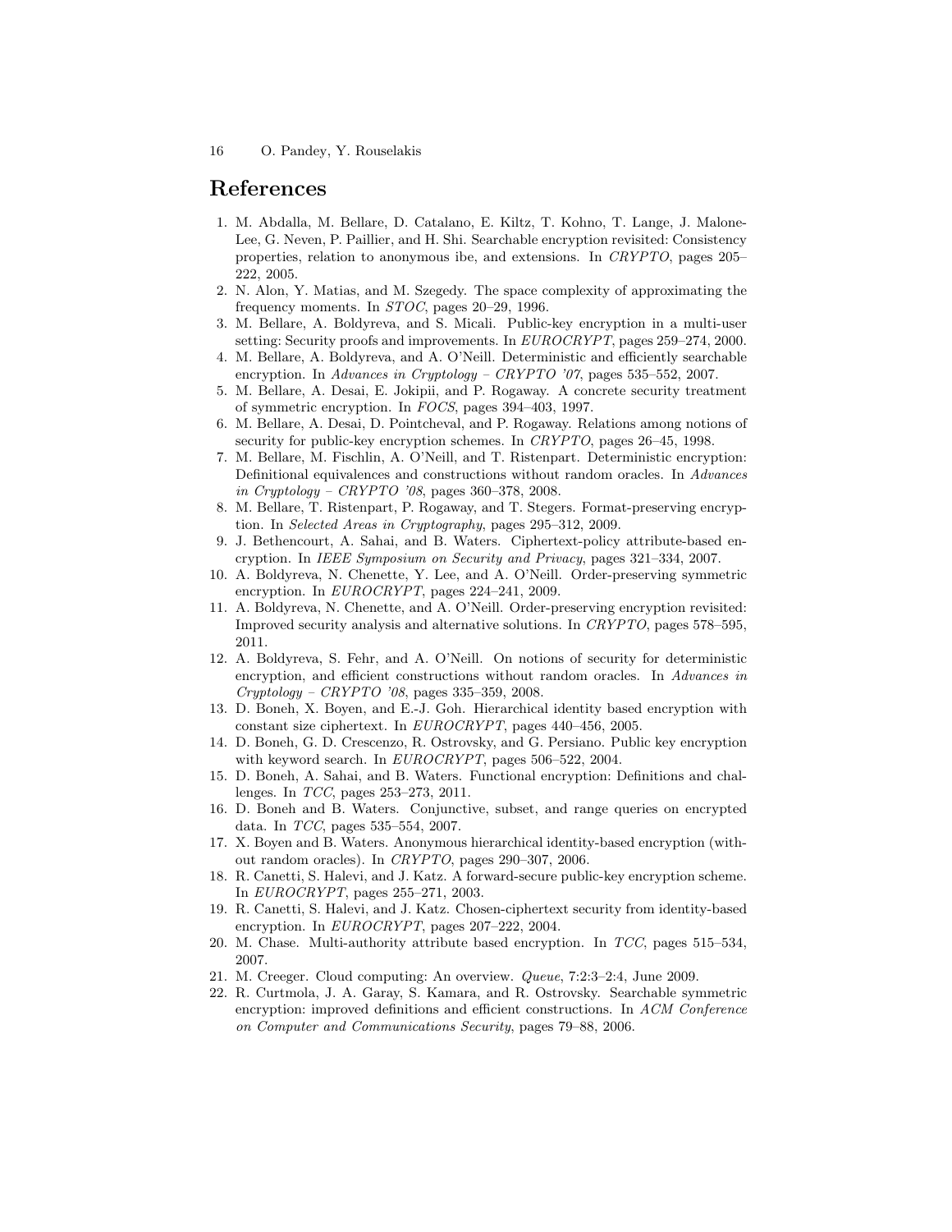# References

1. M. Abdalla, M. Bellare, D. Catalano, E. Kiltz, T. Kohno, T. Lange, J. Malone-Lee, G. Neven, P. Paillier, and H. Shi. Searchable encryption revisited: Consistency properties, relation to anonymous ibe, and extensions. In *CRYPTO*, pages 205–222, 2005.
2. N. Alon, Y. Matias, and M. Szegedy. The space complexity of approximating the frequency moments. In *STOC*, pages 20–29, 1996.
3. M. Bellare, A. Boldyreva, and S. Micali. Public-key encryption in a multi-user setting: Security proofs and improvements. In *EUROCRYPT*, pages 259–274, 2000.
4. M. Bellare, A. Boldyreva, and A. O'Neill. Deterministic and efficiently searchable encryption. In *Advances in Cryptology – CRYPTO '07*, pages 535–552, 2007.
5. M. Bellare, A. Desai, E. Jokipii, and P. Rogaway. A concrete security treatment of symmetric encryption. In *FOCS*, pages 394–403, 1997.
6. M. Bellare, A. Desai, D. Pointcheval, and P. Rogaway. Relations among notions of security for public-key encryption schemes. In *CRYPTO*, pages 26–45, 1998.
7. M. Bellare, M. Fischlin, A. O'Neill, and T. Ristenpart. Deterministic encryption: Definitional equivalences and constructions without random oracles. In *Advances in Cryptology – CRYPTO '08*, pages 360–378, 2008.
8. M. Bellare, T. Ristenpart, P. Rogaway, and T. Stegers. Format-preserving encryption. In *Selected Areas in Cryptography*, pages 295–312, 2009.
9. J. Bethencourt, A. Sahai, and B. Waters. Ciphertext-policy attribute-based encryption. In *IEEE Symposium on Security and Privacy*, pages 321–334, 2007.
10. A. Boldyreva, N. Chenette, Y. Lee, and A. O'Neill. Order-preserving symmetric encryption. In *EUROCRYPT*, pages 224–241, 2009.
11. A. Boldyreva, N. Chenette, and A. O'Neill. Order-preserving encryption revisited: Improved security analysis and alternative solutions. In *CRYPTO*, pages 578–595, 2011.
12. A. Boldyreva, S. Fehr, and A. O'Neill. On notions of security for deterministic encryption, and efficient constructions without random oracles. In *Advances in Cryptology – CRYPTO '08*, pages 335–359, 2008.
13. D. Boneh, X. Boyen, and E.-J. Goh. Hierarchical identity based encryption with constant size ciphertext. In *EUROCRYPT*, pages 440–456, 2005.
14. D. Boneh, G. D. Crescenzo, R. Ostrovsky, and G. Persiano. Public key encryption with keyword search. In *EUROCRYPT*, pages 506–522, 2004.
15. D. Boneh, A. Sahai, and B. Waters. Functional encryption: Definitions and challenges. In *TCC*, pages 253–273, 2011.
16. D. Boneh and B. Waters. Conjunctive, subset, and range queries on encrypted data. In *TCC*, pages 535–554, 2007.
17. X. Boyen and B. Waters. Anonymous hierarchical identity-based encryption (without random oracles). In *CRYPTO*, pages 290–307, 2006.
18. R. Canetti, S. Halevi, and J. Katz. A forward-secure public-key encryption scheme. In *EUROCRYPT*, pages 255–271, 2003.
19. R. Canetti, S. Halevi, and J. Katz. Chosen-ciphertext security from identity-based encryption. In *EUROCRYPT*, pages 207–222, 2004.
20. M. Chase. Multi-authority attribute based encryption. In *TCC*, pages 515–534, 2007.
21. M. Creeger. Cloud computing: An overview. *Queue*, 7:2:3–2:4, June 2009.
22. R. Curtmola, J. A. Garay, S. Kamara, and R. Ostrovsky. Searchable symmetric encryption: improved definitions and efficient constructions. In *ACM Conference on Computer and Communications Security*, pages 79–88, 2006.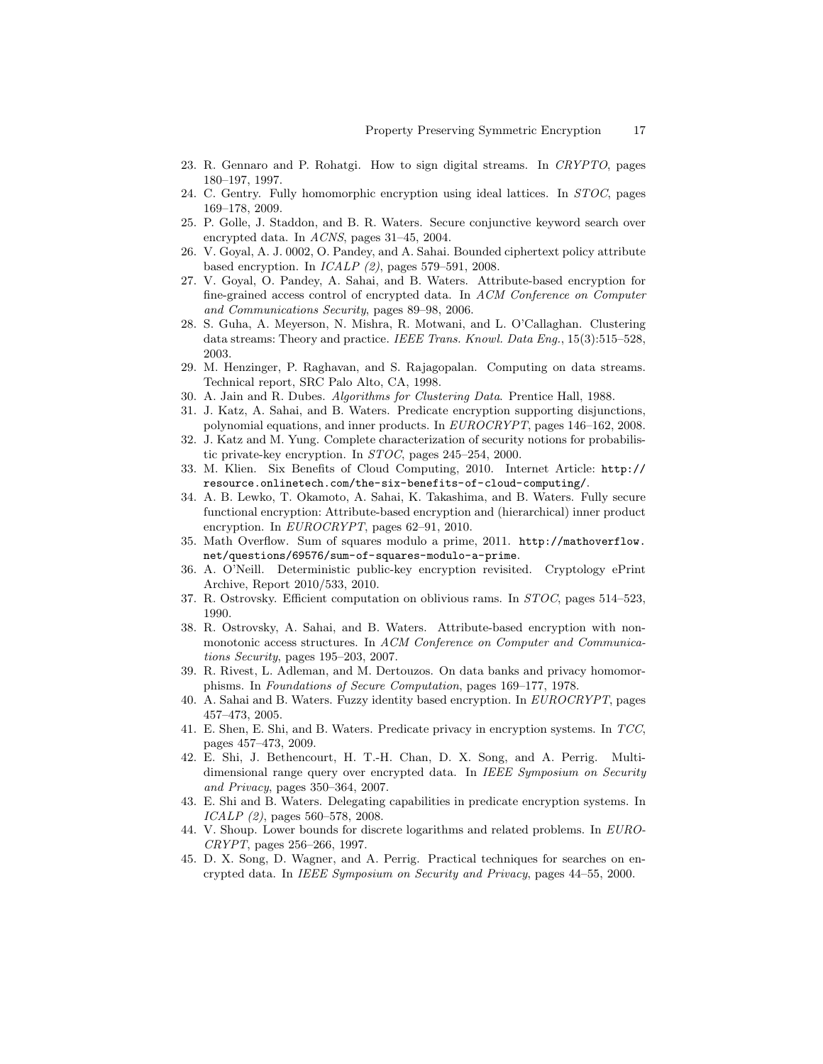23. R. Gennaro and P. Rohatgi. How to sign digital streams. In *CRYPTO*, pages 180–197, 1997.
24. C. Gentry. Fully homomorphic encryption using ideal lattices. In *STOC*, pages 169–178, 2009.
25. P. Golle, J. Staddon, and B. R. Waters. Secure conjunctive keyword search over encrypted data. In *ACNS*, pages 31–45, 2004.
26. V. Goyal, A. J. 0002, O. Pandey, and A. Sahai. Bounded ciphertext policy attribute based encryption. In *ICALP (2)*, pages 579–591, 2008.
27. V. Goyal, O. Pandey, A. Sahai, and B. Waters. Attribute-based encryption for fine-grained access control of encrypted data. In *ACM Conference on Computer and Communications Security*, pages 89–98, 2006.
28. S. Guha, A. Meyerson, N. Mishra, R. Motwani, and L. O'Callaghan. Clustering data streams: Theory and practice. *IEEE Trans. Knowl. Data Eng.*, 15(3):515–528, 2003.
29. M. Henzinger, P. Raghavan, and S. Rajagopalan. Computing on data streams. Technical report, SRC Palo Alto, CA, 1998.
30. A. Jain and R. Dubes. *Algorithms for Clustering Data*. Prentice Hall, 1988.
31. J. Katz, A. Sahai, and B. Waters. Predicate encryption supporting disjunctions, polynomial equations, and inner products. In *EUROCRYPT*, pages 146–162, 2008.
32. J. Katz and M. Yung. Complete characterization of security notions for probabilistic private-key encryption. In *STOC*, pages 245–254, 2000.
33. M. Klien. Six Benefits of Cloud Computing, 2010. Internet Article: `http://resource.onlinetech.com/the-six-benefits-of-cloud-computing/`.
34. A. B. Lewko, T. Okamoto, A. Sahai, K. Takashima, and B. Waters. Fully secure functional encryption: Attribute-based encryption and (hierarchical) inner product encryption. In *EUROCRYPT*, pages 62–91, 2010.
35. Math Overflow. Sum of squares modulo a prime, 2011. `http://mathoverflow.net/questions/69576/sum-of-squares-modulo-a-prime`.
36. A. O'Neill. Deterministic public-key encryption revisited. Cryptology ePrint Archive, Report 2010/533, 2010.
37. R. Ostrovsky. Efficient computation on oblivious rams. In *STOC*, pages 514–523, 1990.
38. R. Ostrovsky, A. Sahai, and B. Waters. Attribute-based encryption with non-monotonic access structures. In *ACM Conference on Computer and Communications Security*, pages 195–203, 2007.
39. R. Rivest, L. Adleman, and M. Dertouzos. On data banks and privacy homomorphisms. In *Foundations of Secure Computation*, pages 169–177, 1978.
40. A. Sahai and B. Waters. Fuzzy identity based encryption. In *EUROCRYPT*, pages 457–473, 2005.
41. E. Shen, E. Shi, and B. Waters. Predicate privacy in encryption systems. In *TCC*, pages 457–473, 2009.
42. E. Shi, J. Bethencourt, H. T.-H. Chan, D. X. Song, and A. Perrig. Multi-dimensional range query over encrypted data. In *IEEE Symposium on Security and Privacy*, pages 350–364, 2007.
43. E. Shi and B. Waters. Delegating capabilities in predicate encryption systems. In *ICALP (2)*, pages 560–578, 2008.
44. V. Shoup. Lower bounds for discrete logarithms and related problems. In *EUROCRYPT*, pages 256–266, 1997.
45. D. X. Song, D. Wagner, and A. Perrig. Practical techniques for searches on encrypted data. In *IEEE Symposium on Security and Privacy*, pages 44–55, 2000.